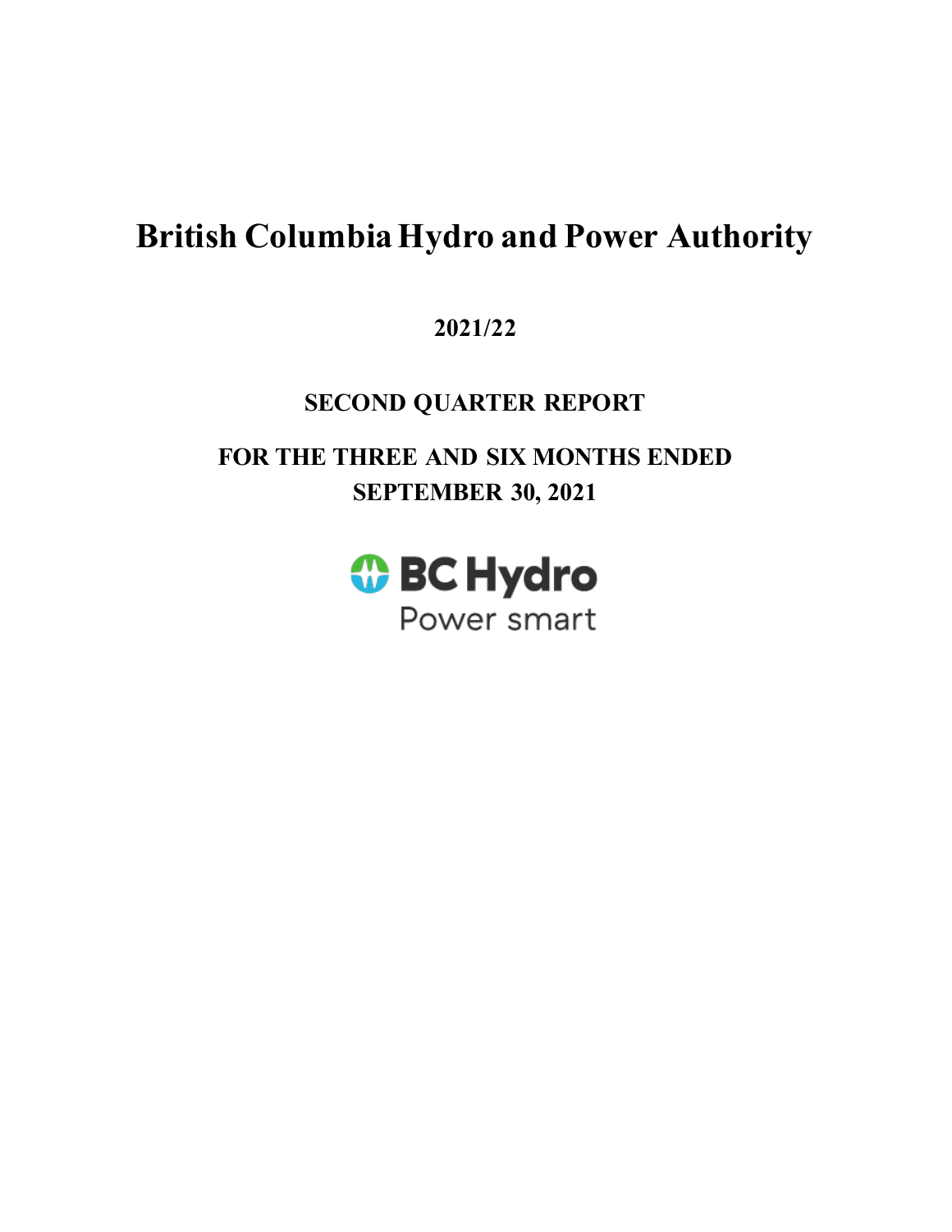# British Columbia Hydro and Power Authority

**2021/22**

**SECOND QUARTER REPORT**

**FOR THE THREE AND SIX MONTHS ENDED SEPTEMBER 30, 2021**

BC Hydro
Power smart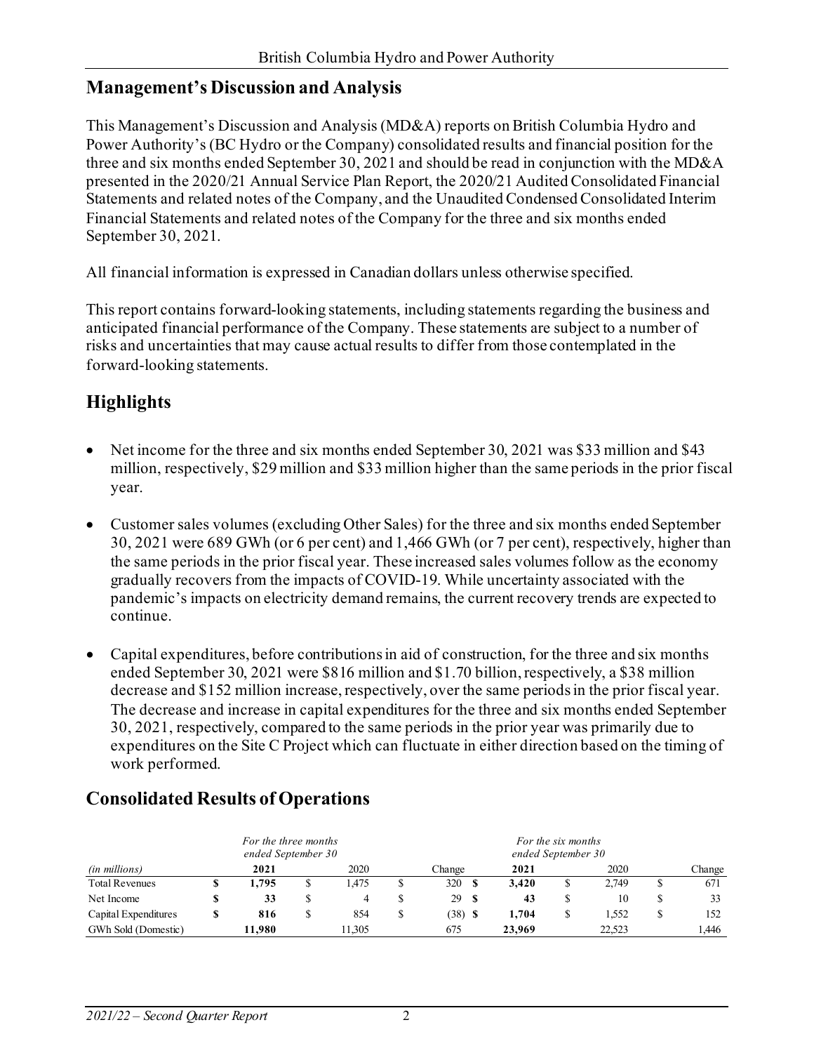## Management's Discussion and Analysis

This Management's Discussion and Analysis (MD&A) reports on British Columbia Hydro and Power Authority's (BC Hydro or the Company) consolidated results and financial position for the three and six months ended September 30, 2021 and should be read in conjunction with the MD&A presented in the 2020/21 Annual Service Plan Report, the 2020/21 Audited Consolidated Financial Statements and related notes of the Company, and the Unaudited Condensed Consolidated Interim Financial Statements and related notes of the Company for the three and six months ended September 30, 2021.

All financial information is expressed in Canadian dollars unless otherwise specified.

This report contains forward-looking statements, including statements regarding the business and anticipated financial performance of the Company. These statements are subject to a number of risks and uncertainties that may cause actual results to differ from those contemplated in the forward-looking statements.

## Highlights

- Net income for the three and six months ended September 30, 2021 was $33 million and $43 million, respectively, $29 million and $33 million higher than the same periods in the prior fiscal year.
- Customer sales volumes (excluding Other Sales) for the three and six months ended September 30, 2021 were 689 GWh (or 6 per cent) and 1,466 GWh (or 7 per cent), respectively, higher than the same periods in the prior fiscal year. These increased sales volumes follow as the economy gradually recovers from the impacts of COVID-19. While uncertainty associated with the pandemic's impacts on electricity demand remains, the current recovery trends are expected to continue.
- Capital expenditures, before contributions in aid of construction, for the three and six months ended September 30, 2021 were $816 million and $1.70 billion, respectively, a $38 million decrease and $152 million increase, respectively, over the same periods in the prior fiscal year. The decrease and increase in capital expenditures for the three and six months ended September 30, 2021, respectively, compared to the same periods in the prior year was primarily due to expenditures on the Site C Project which can fluctuate in either direction based on the timing of work performed.

## Consolidated Results of Operations

| | *For the three months ended September 30* | | | *For the six months ended September 30* | | |
|---|---|---|---|---|---|---|
| *(in millions)* | **2021** | 2020 | Change | **2021** | 2020 | Change |
| Total Revenues | **$ 1,795** | $ 1,475 | $ 320 | **$ 3,420** | $ 2,749 | $ 671 |
| Net Income | **$ 33** | $ 4 | $ 29 | **$ 43** | $ 10 | $ 33 |
| Capital Expenditures | **$ 816** | $ 854 | $ (38) | **$ 1,704** | $ 1,552 | $ 152 |
| GWh Sold (Domestic) | **11,980** | 11,305 | 675 | **23,969** | 22,523 | 1,446 |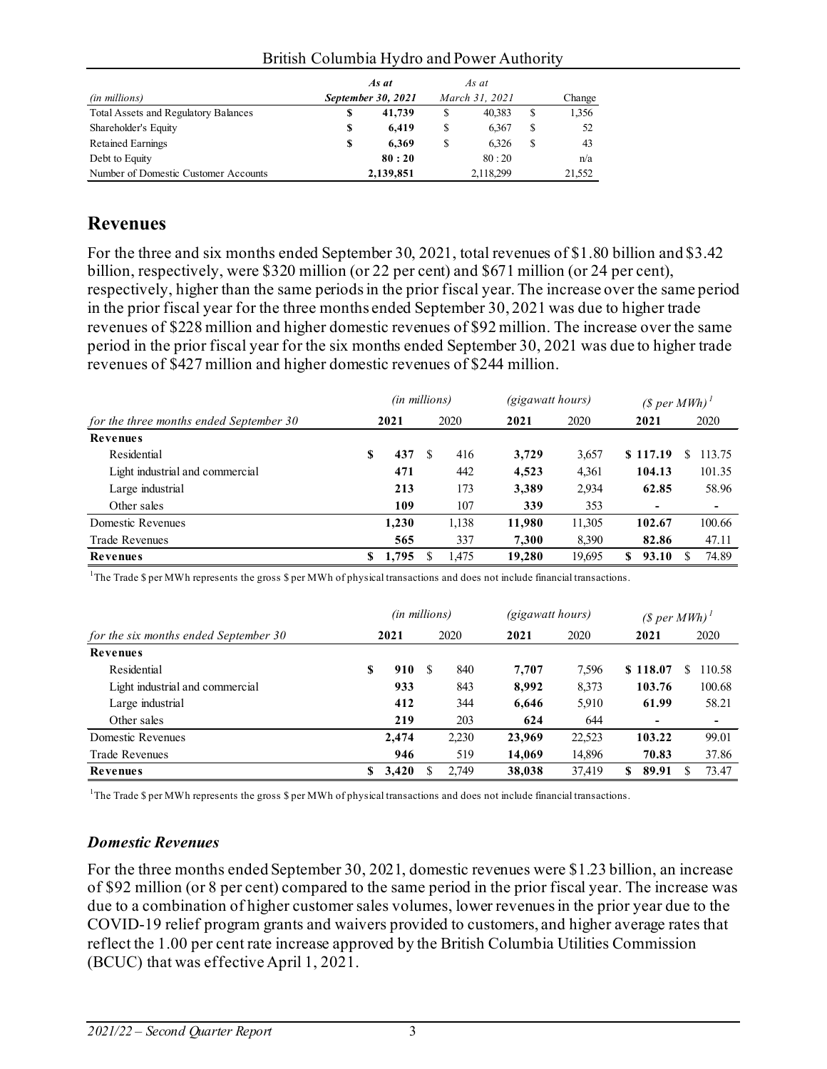| (in millions) | As at September 30, 2021 | As at March 31, 2021 | Change |
|---|---|---|---|
| Total Assets and Regulatory Balances | **$ 41,739** | $ 40,383 | $ 1,356 |
| Shareholder's Equity | **$ 6,419** | $ 6,367 | $ 52 |
| Retained Earnings | **$ 6,369** | $ 6,326 | $ 43 |
| Debt to Equity | **80 : 20** | 80 : 20 | n/a |
| Number of Domestic Customer Accounts | **2,139,851** | 2,118,299 | 21,552 |

## Revenues

For the three and six months ended September 30, 2021, total revenues of $1.80 billion and $3.42 billion, respectively, were $320 million (or 22 per cent) and $671 million (or 24 per cent), respectively, higher than the same periods in the prior fiscal year. The increase over the same period in the prior fiscal year for the three months ended September 30, 2021 was due to higher trade revenues of $228 million and higher domestic revenues of $92 million. The increase over the same period in the prior fiscal year for the six months ended September 30, 2021 was due to higher trade revenues of $427 million and higher domestic revenues of $244 million.

| | *(in millions)* | | *(gigawatt hours)* | | *($ per MWh)* [1] | |
|---|---|---|---|---|---|---|
| *for the three months ended September 30* | **2021** | 2020 | **2021** | 2020 | **2021** | 2020 |
| **Revenues** | | | | | | |
| Residential | **$ 437** | $ 416 | **3,729** | 3,657 | **$ 117.19** | $ 113.75 |
| Light industrial and commercial | **471** | 442 | **4,523** | 4,361 | **104.13** | 101.35 |
| Large industrial | **213** | 173 | **3,389** | 2,934 | **62.85** | 58.96 |
| Other sales | **109** | 107 | **339** | 353 | **-** | - |
| Domestic Revenues | **1,230** | 1,138 | **11,980** | 11,305 | **102.67** | 100.66 |
| Trade Revenues | **565** | 337 | **7,300** | 8,390 | **82.86** | 47.11 |
| **Revenues** | **$ 1,795** | $ 1,475 | **19,280** | 19,695 | **$ 93.10** | $ 74.89 |

[1]The Trade $ per MWh represents the gross $ per MWh of physical transactions and does not include financial transactions.

| | *(in millions)* | | *(gigawatt hours)* | | *($ per MWh)* [1] | |
|---|---|---|---|---|---|---|
| *for the six months ended September 30* | **2021** | 2020 | **2021** | 2020 | **2021** | 2020 |
| **Revenues** | | | | | | |
| Residential | **$ 910** | $ 840 | **7,707** | 7,596 | **$ 118.07** | $ 110.58 |
| Light industrial and commercial | **933** | 843 | **8,992** | 8,373 | **103.76** | 100.68 |
| Large industrial | **412** | 344 | **6,646** | 5,910 | **61.99** | 58.21 |
| Other sales | **219** | 203 | **624** | 644 | **-** | - |
| Domestic Revenues | **2,474** | 2,230 | **23,969** | 22,523 | **103.22** | 99.01 |
| Trade Revenues | **946** | 519 | **14,069** | 14,896 | **70.83** | 37.86 |
| **Revenues** | **$ 3,420** | $ 2,749 | **38,038** | 37,419 | **$ 89.91** | $ 73.47 |

[1]The Trade $ per MWh represents the gross $ per MWh of physical transactions and does not include financial transactions.

### *Domestic Revenues*

For the three months ended September 30, 2021, domestic revenues were $1.23 billion, an increase of $92 million (or 8 per cent) compared to the same period in the prior fiscal year. The increase was due to a combination of higher customer sales volumes, lower revenues in the prior year due to the COVID-19 relief program grants and waivers provided to customers, and higher average rates that reflect the 1.00 per cent rate increase approved by the British Columbia Utilities Commission (BCUC) that was effective April 1, 2021.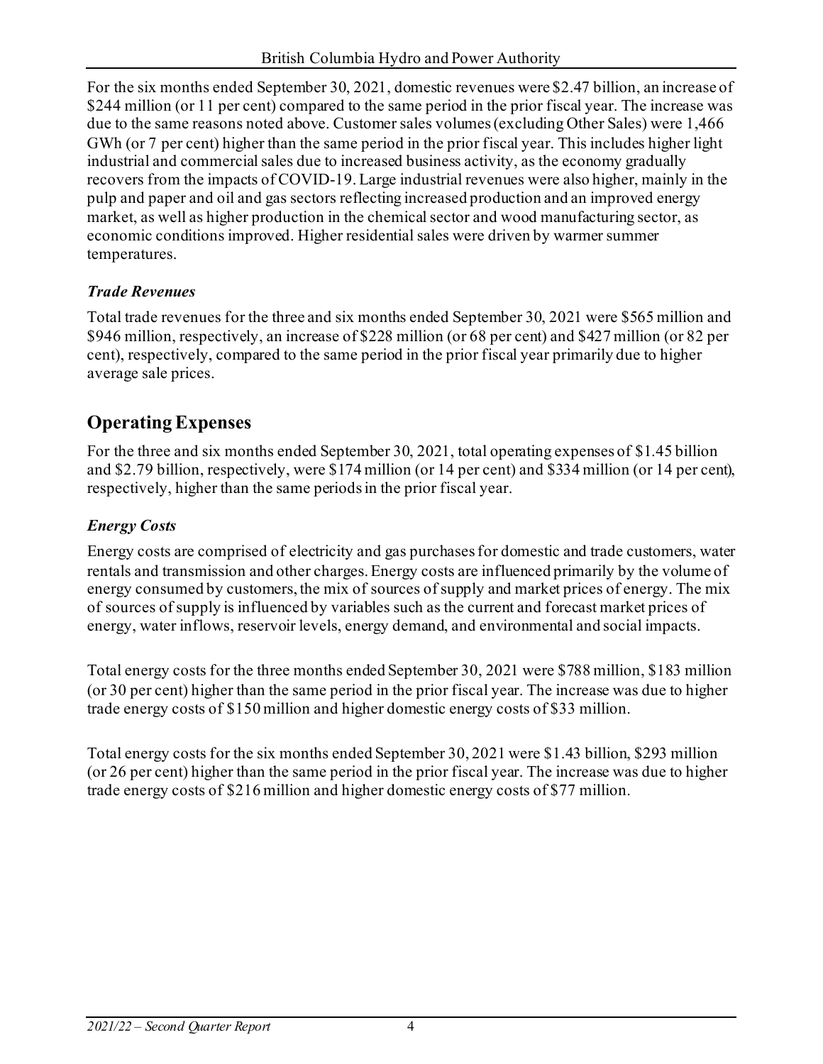For the six months ended September 30, 2021, domestic revenues were $2.47 billion, an increase of $244 million (or 11 per cent) compared to the same period in the prior fiscal year. The increase was due to the same reasons noted above. Customer sales volumes (excluding Other Sales) were 1,466 GWh (or 7 per cent) higher than the same period in the prior fiscal year. This includes higher light industrial and commercial sales due to increased business activity, as the economy gradually recovers from the impacts of COVID-19. Large industrial revenues were also higher, mainly in the pulp and paper and oil and gas sectors reflecting increased production and an improved energy market, as well as higher production in the chemical sector and wood manufacturing sector, as economic conditions improved. Higher residential sales were driven by warmer summer temperatures.

### *Trade Revenues*

Total trade revenues for the three and six months ended September 30, 2021 were $565 million and $946 million, respectively, an increase of $228 million (or 68 per cent) and $427 million (or 82 per cent), respectively, compared to the same period in the prior fiscal year primarily due to higher average sale prices.

## Operating Expenses

For the three and six months ended September 30, 2021, total operating expenses of $1.45 billion and $2.79 billion, respectively, were $174 million (or 14 per cent) and $334 million (or 14 per cent), respectively, higher than the same periods in the prior fiscal year.

### *Energy Costs*

Energy costs are comprised of electricity and gas purchases for domestic and trade customers, water rentals and transmission and other charges. Energy costs are influenced primarily by the volume of energy consumed by customers, the mix of sources of supply and market prices of energy. The mix of sources of supply is influenced by variables such as the current and forecast market prices of energy, water inflows, reservoir levels, energy demand, and environmental and social impacts.

Total energy costs for the three months ended September 30, 2021 were $788 million, $183 million (or 30 per cent) higher than the same period in the prior fiscal year. The increase was due to higher trade energy costs of $150 million and higher domestic energy costs of $33 million.

Total energy costs for the six months ended September 30, 2021 were $1.43 billion, $293 million (or 26 per cent) higher than the same period in the prior fiscal year. The increase was due to higher trade energy costs of $216 million and higher domestic energy costs of $77 million.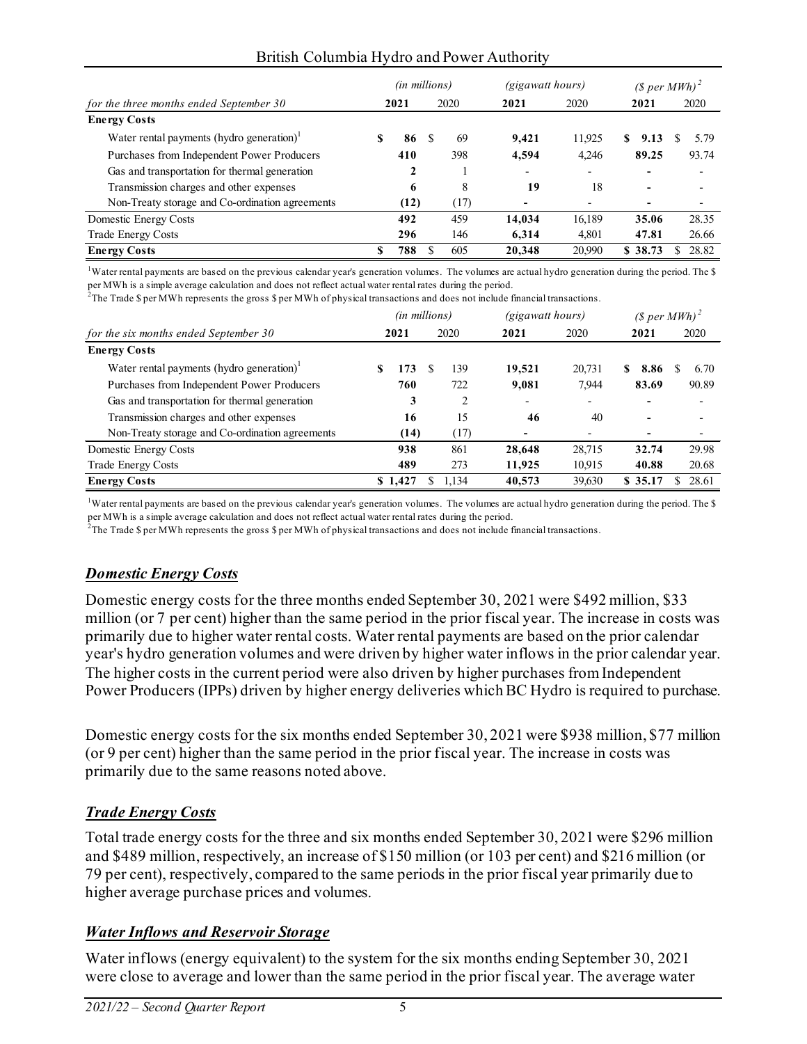| for the three months ended September 30 | (in millions) 2021 | 2020 | (gigawatt hours) 2021 | 2020 | ($ per MWh)[2] 2021 | 2020 |
|---|---|---|---|---|---|---|
| **Energy Costs** | | | | | | |
| Water rental payments (hydro generation)[1] | **$ 86** | $ 69 | **9,421** | 11,925 | **$ 9.13** | $ 5.79 |
| Purchases from Independent Power Producers | **410** | 398 | **4,594** | 4,246 | **89.25** | 93.74 |
| Gas and transportation for thermal generation | **2** | 1 | - | - | - | - |
| Transmission charges and other expenses | **6** | 8 | **19** | 18 | - | - |
| Non-Treaty storage and Co-ordination agreements | **(12)** | (17) | - | - | - | - |
| Domestic Energy Costs | **492** | 459 | **14,034** | 16,189 | **35.06** | 28.35 |
| Trade Energy Costs | **296** | 146 | **6,314** | 4,801 | **47.81** | 26.66 |
| **Energy Costs** | **$ 788** | $ 605 | **20,348** | 20,990 | **$ 38.73** | $ 28.82 |

[1]Water rental payments are based on the previous calendar year's generation volumes. The volumes are actual hydro generation during the period. The $ per MWh is a simple average calculation and does not reflect actual water rental rates during the period.
[2]The Trade $ per MWh represents the gross $ per MWh of physical transactions and does not include financial transactions.

| for the six months ended September 30 | (in millions) 2021 | 2020 | (gigawatt hours) 2021 | 2020 | ($ per MWh)[2] 2021 | 2020 |
|---|---|---|---|---|---|---|
| **Energy Costs** | | | | | | |
| Water rental payments (hydro generation)[1] | **$ 173** | $ 139 | **19,521** | 20,731 | **$ 8.86** | $ 6.70 |
| Purchases from Independent Power Producers | **760** | 722 | **9,081** | 7,944 | **83.69** | 90.89 |
| Gas and transportation for thermal generation | **3** | 2 | - | - | - | - |
| Transmission charges and other expenses | **16** | 15 | **46** | 40 | - | - |
| Non-Treaty storage and Co-ordination agreements | **(14)** | (17) | - | - | - | - |
| Domestic Energy Costs | **938** | 861 | **28,648** | 28,715 | **32.74** | 29.98 |
| Trade Energy Costs | **489** | 273 | **11,925** | 10,915 | **40.88** | 20.68 |
| **Energy Costs** | **$ 1,427** | $ 1,134 | **40,573** | 39,630 | **$ 35.17** | $ 28.61 |

[1]Water rental payments are based on the previous calendar year's generation volumes. The volumes are actual hydro generation during the period. The $ per MWh is a simple average calculation and does not reflect actual water rental rates during the period.
[2]The Trade $ per MWh represents the gross $ per MWh of physical transactions and does not include financial transactions.

### ***Domestic Energy Costs***

Domestic energy costs for the three months ended September 30, 2021 were $492 million, $33 million (or 7 per cent) higher than the same period in the prior fiscal year. The increase in costs was primarily due to higher water rental costs. Water rental payments are based on the prior calendar year's hydro generation volumes and were driven by higher water inflows in the prior calendar year. The higher costs in the current period were also driven by higher purchases from Independent Power Producers (IPPs) driven by higher energy deliveries which BC Hydro is required to purchase.

Domestic energy costs for the six months ended September 30, 2021 were $938 million, $77 million (or 9 per cent) higher than the same period in the prior fiscal year. The increase in costs was primarily due to the same reasons noted above.

### ***Trade Energy Costs***

Total trade energy costs for the three and six months ended September 30, 2021 were $296 million and $489 million, respectively, an increase of $150 million (or 103 per cent) and $216 million (or 79 per cent), respectively, compared to the same periods in the prior fiscal year primarily due to higher average purchase prices and volumes.

### ***Water Inflows and Reservoir Storage***

Water inflows (energy equivalent) to the system for the six months ending September 30, 2021 were close to average and lower than the same period in the prior fiscal year. The average water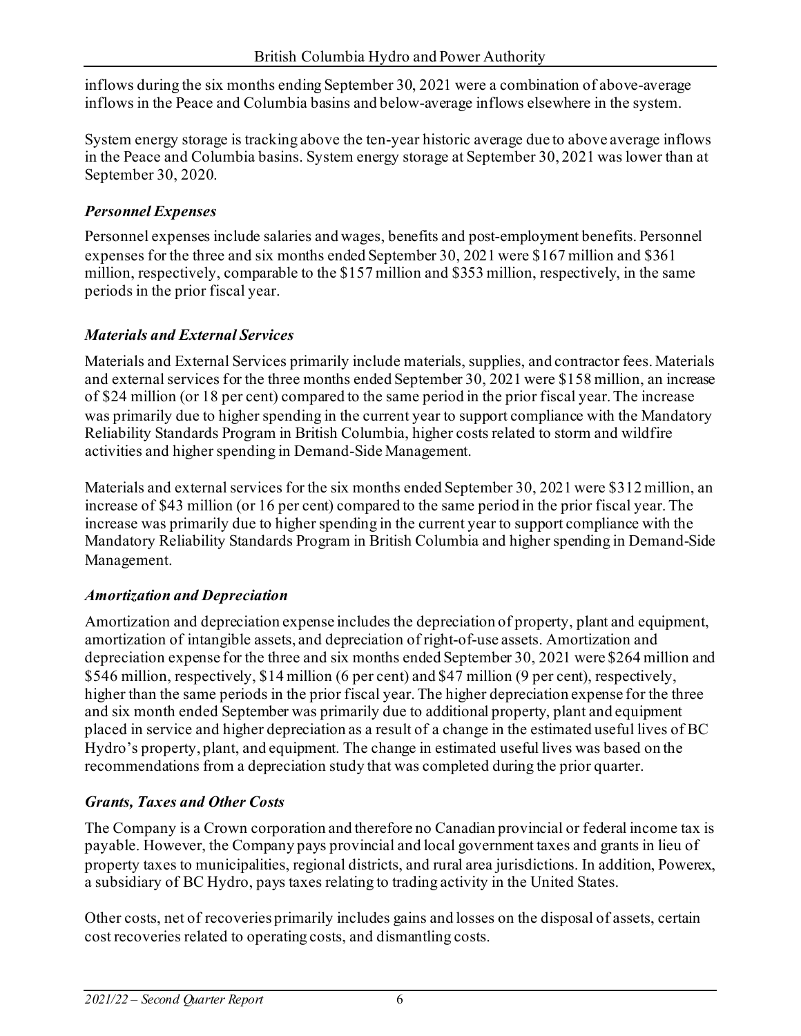inflows during the six months ending September 30, 2021 were a combination of above-average inflows in the Peace and Columbia basins and below-average inflows elsewhere in the system.

System energy storage is tracking above the ten-year historic average due to above average inflows in the Peace and Columbia basins. System energy storage at September 30, 2021 was lower than at September 30, 2020.

### *Personnel Expenses*

Personnel expenses include salaries and wages, benefits and post-employment benefits. Personnel expenses for the three and six months ended September 30, 2021 were $167 million and $361 million, respectively, comparable to the $157 million and $353 million, respectively, in the same periods in the prior fiscal year.

### *Materials and External Services*

Materials and External Services primarily include materials, supplies, and contractor fees. Materials and external services for the three months ended September 30, 2021 were $158 million, an increase of $24 million (or 18 per cent) compared to the same period in the prior fiscal year. The increase was primarily due to higher spending in the current year to support compliance with the Mandatory Reliability Standards Program in British Columbia, higher costs related to storm and wildfire activities and higher spending in Demand-Side Management.

Materials and external services for the six months ended September 30, 2021 were $312 million, an increase of $43 million (or 16 per cent) compared to the same period in the prior fiscal year. The increase was primarily due to higher spending in the current year to support compliance with the Mandatory Reliability Standards Program in British Columbia and higher spending in Demand-Side Management.

### *Amortization and Depreciation*

Amortization and depreciation expense includes the depreciation of property, plant and equipment, amortization of intangible assets, and depreciation of right-of-use assets. Amortization and depreciation expense for the three and six months ended September 30, 2021 were $264 million and $546 million, respectively, $14 million (6 per cent) and $47 million (9 per cent), respectively, higher than the same periods in the prior fiscal year. The higher depreciation expense for the three and six month ended September was primarily due to additional property, plant and equipment placed in service and higher depreciation as a result of a change in the estimated useful lives of BC Hydro's property, plant, and equipment. The change in estimated useful lives was based on the recommendations from a depreciation study that was completed during the prior quarter.

### *Grants, Taxes and Other Costs*

The Company is a Crown corporation and therefore no Canadian provincial or federal income tax is payable. However, the Company pays provincial and local government taxes and grants in lieu of property taxes to municipalities, regional districts, and rural area jurisdictions. In addition, Powerex, a subsidiary of BC Hydro, pays taxes relating to trading activity in the United States.

Other costs, net of recoveries primarily includes gains and losses on the disposal of assets, certain cost recoveries related to operating costs, and dismantling costs.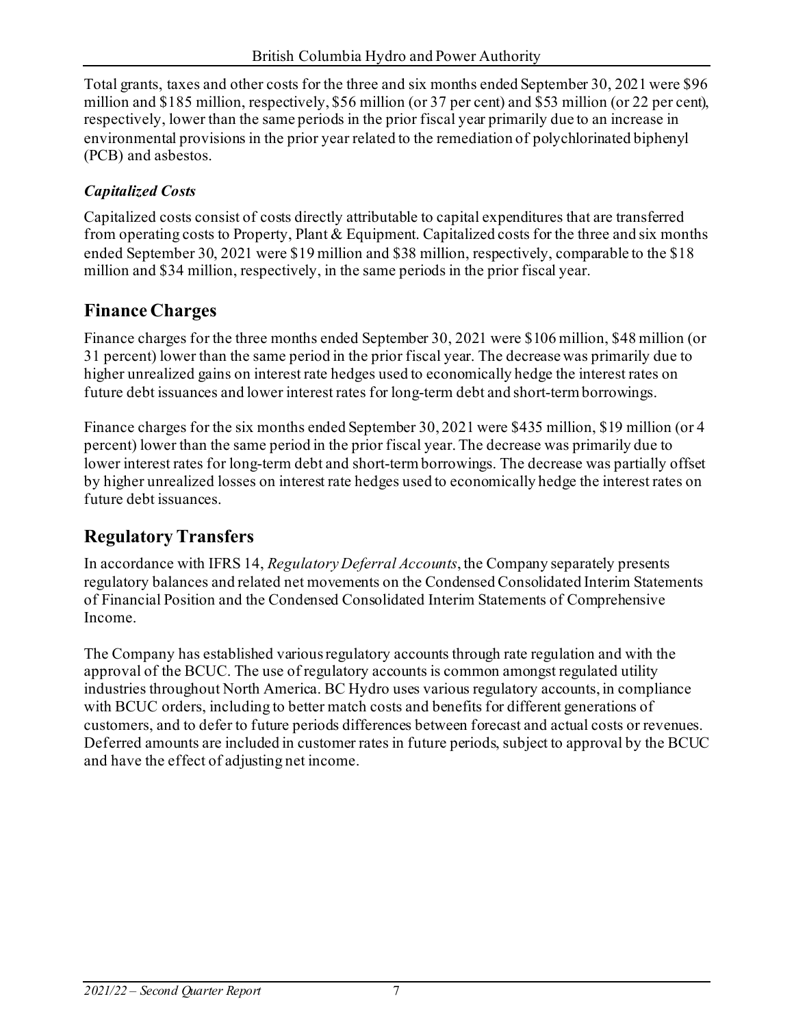Total grants, taxes and other costs for the three and six months ended September 30, 2021 were $96 million and $185 million, respectively, $56 million (or 37 per cent) and $53 million (or 22 per cent), respectively, lower than the same periods in the prior fiscal year primarily due to an increase in environmental provisions in the prior year related to the remediation of polychlorinated biphenyl (PCB) and asbestos.

***Capitalized Costs***

Capitalized costs consist of costs directly attributable to capital expenditures that are transferred from operating costs to Property, Plant & Equipment. Capitalized costs for the three and six months ended September 30, 2021 were $19 million and $38 million, respectively, comparable to the $18 million and $34 million, respectively, in the same periods in the prior fiscal year.

## Finance Charges

Finance charges for the three months ended September 30, 2021 were $106 million, $48 million (or 31 percent) lower than the same period in the prior fiscal year. The decrease was primarily due to higher unrealized gains on interest rate hedges used to economically hedge the interest rates on future debt issuances and lower interest rates for long-term debt and short-term borrowings.

Finance charges for the six months ended September 30, 2021 were $435 million, $19 million (or 4 percent) lower than the same period in the prior fiscal year. The decrease was primarily due to lower interest rates for long-term debt and short-term borrowings. The decrease was partially offset by higher unrealized losses on interest rate hedges used to economically hedge the interest rates on future debt issuances.

## Regulatory Transfers

In accordance with IFRS 14, *Regulatory Deferral Accounts*, the Company separately presents regulatory balances and related net movements on the Condensed Consolidated Interim Statements of Financial Position and the Condensed Consolidated Interim Statements of Comprehensive Income.

The Company has established various regulatory accounts through rate regulation and with the approval of the BCUC. The use of regulatory accounts is common amongst regulated utility industries throughout North America. BC Hydro uses various regulatory accounts, in compliance with BCUC orders, including to better match costs and benefits for different generations of customers, and to defer to future periods differences between forecast and actual costs or revenues. Deferred amounts are included in customer rates in future periods, subject to approval by the BCUC and have the effect of adjusting net income.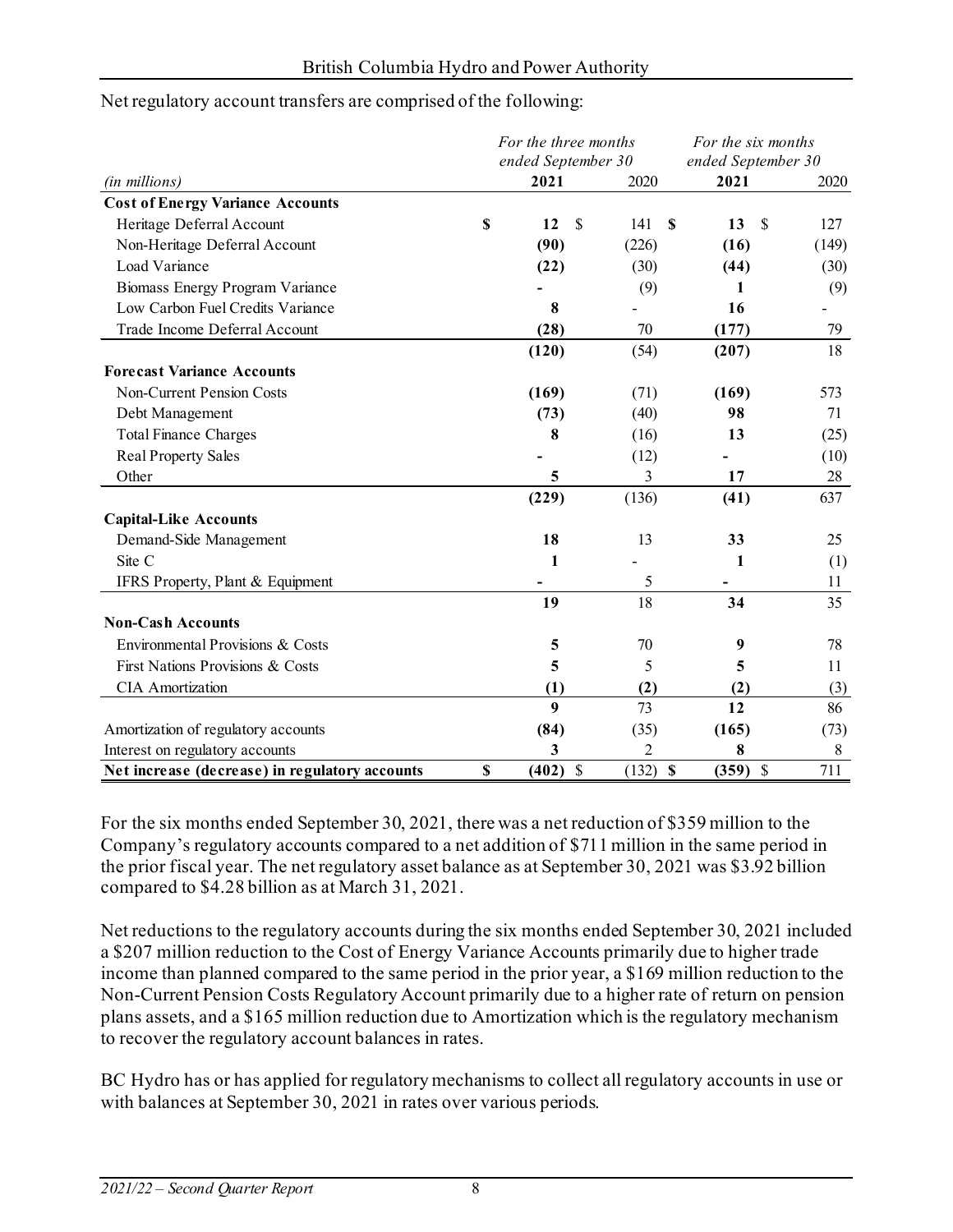Net regulatory account transfers are comprised of the following:

| *(in millions)* | *For the three months ended September 30* **2021** | 2020 | *For the six months ended September 30* **2021** | 2020 |
|---|---|---|---|---|
| **Cost of Energy Variance Accounts** | | | | |
| Heritage Deferral Account | **$ 12** | $ 141 | **$ 13** | $ 127 |
| Non-Heritage Deferral Account | **(90)** | (226) | **(16)** | (149) |
| Load Variance | **(22)** | (30) | **(44)** | (30) |
| Biomass Energy Program Variance | **-** | (9) | **1** | (9) |
| Low Carbon Fuel Credits Variance | **8** | - | **16** | - |
| Trade Income Deferral Account | **(28)** | 70 | **(177)** | 79 |
| | **(120)** | (54) | **(207)** | 18 |
| **Forecast Variance Accounts** | | | | |
| Non-Current Pension Costs | **(169)** | (71) | **(169)** | 573 |
| Debt Management | **(73)** | (40) | **98** | 71 |
| Total Finance Charges | **8** | (16) | **13** | (25) |
| Real Property Sales | **-** | (12) | **-** | (10) |
| Other | **5** | 3 | **17** | 28 |
| | **(229)** | (136) | **(41)** | 637 |
| **Capital-Like Accounts** | | | | |
| Demand-Side Management | **18** | 13 | **33** | 25 |
| Site C | **1** | - | **1** | (1) |
| IFRS Property, Plant & Equipment | **-** | 5 | **-** | 11 |
| | **19** | 18 | **34** | 35 |
| **Non-Cash Accounts** | | | | |
| Environmental Provisions & Costs | **5** | 70 | **9** | 78 |
| First Nations Provisions & Costs | **5** | 5 | **5** | 11 |
| CIA Amortization | **(1)** | **(2)** | **(2)** | (3) |
| | **9** | 73 | **12** | 86 |
| Amortization of regulatory accounts | **(84)** | (35) | **(165)** | (73) |
| Interest on regulatory accounts | **3** | 2 | **8** | 8 |
| **Net increase (decrease) in regulatory accounts** | **$ (402)** | $ (132) | **$ (359)** | $ 711 |

For the six months ended September 30, 2021, there was a net reduction of $359 million to the Company's regulatory accounts compared to a net addition of $711 million in the same period in the prior fiscal year. The net regulatory asset balance as at September 30, 2021 was $3.92 billion compared to $4.28 billion as at March 31, 2021.

Net reductions to the regulatory accounts during the six months ended September 30, 2021 included a $207 million reduction to the Cost of Energy Variance Accounts primarily due to higher trade income than planned compared to the same period in the prior year, a $169 million reduction to the Non-Current Pension Costs Regulatory Account primarily due to a higher rate of return on pension plans assets, and a $165 million reduction due to Amortization which is the regulatory mechanism to recover the regulatory account balances in rates.

BC Hydro has or has applied for regulatory mechanisms to collect all regulatory accounts in use or with balances at September 30, 2021 in rates over various periods.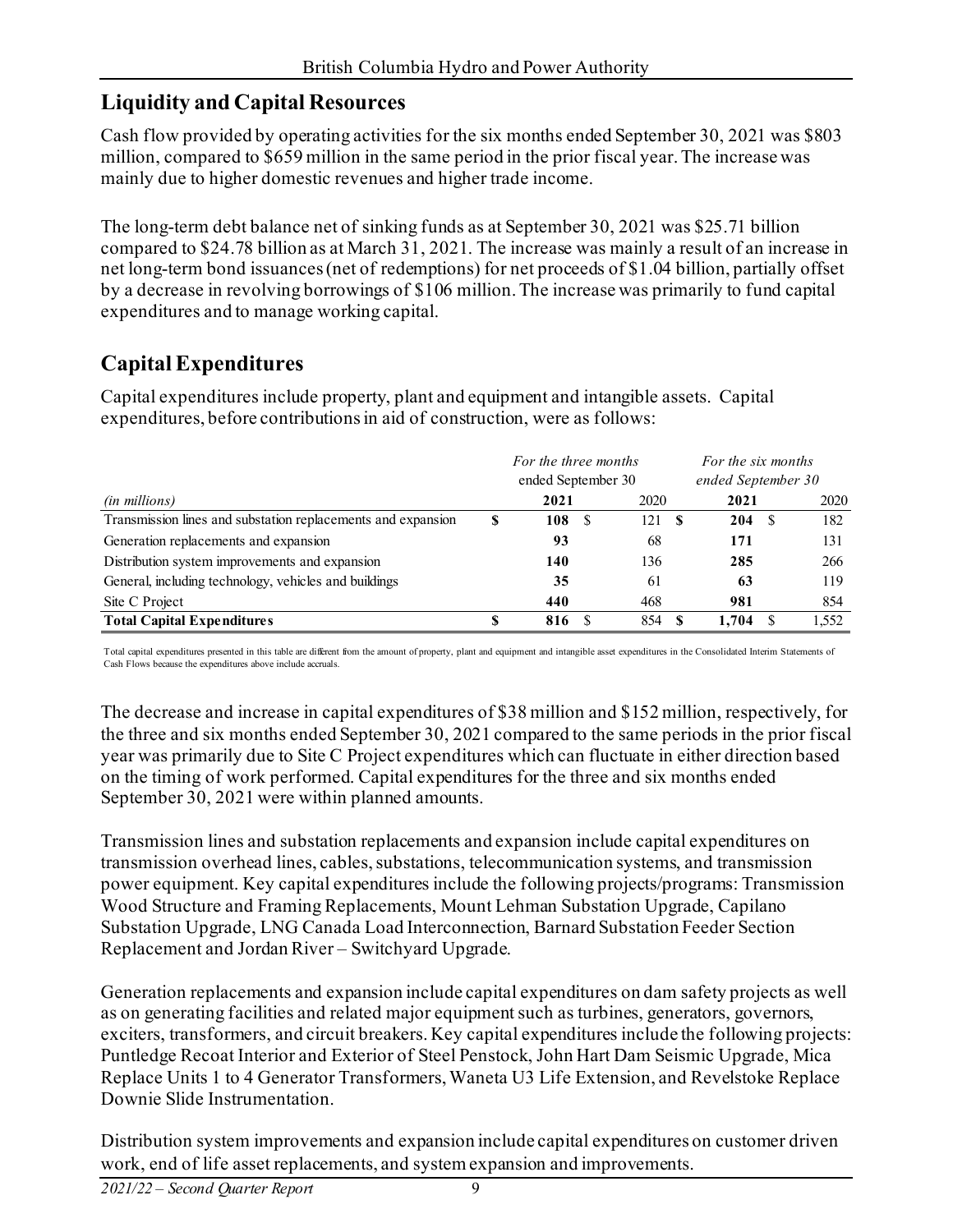## Liquidity and Capital Resources

Cash flow provided by operating activities for the six months ended September 30, 2021 was $803 million, compared to $659 million in the same period in the prior fiscal year. The increase was mainly due to higher domestic revenues and higher trade income.

The long-term debt balance net of sinking funds as at September 30, 2021 was $25.71 billion compared to $24.78 billion as at March 31, 2021. The increase was mainly a result of an increase in net long-term bond issuances (net of redemptions) for net proceeds of $1.04 billion, partially offset by a decrease in revolving borrowings of $106 million. The increase was primarily to fund capital expenditures and to manage working capital.

## Capital Expenditures

Capital expenditures include property, plant and equipment and intangible assets. Capital expenditures, before contributions in aid of construction, were as follows:

| | *For the three months ended September 30* | | *For the six months ended September 30* | |
|---|---|---|---|---|
| *(in millions)* | **2021** | 2020 | **2021** | 2020 |
| Transmission lines and substation replacements and expansion | **$ 108** | $ 121 | **$ 204** | $ 182 |
| Generation replacements and expansion | **93** | 68 | **171** | 131 |
| Distribution system improvements and expansion | **140** | 136 | **285** | 266 |
| General, including technology, vehicles and buildings | **35** | 61 | **63** | 119 |
| Site C Project | **440** | 468 | **981** | 854 |
| **Total Capital Expenditures** | **$ 816** | $ 854 | **$ 1,704** | $ 1,552 |

Total capital expenditures presented in this table are different from the amount of property, plant and equipment and intangible asset expenditures in the Consolidated Interim Statements of Cash Flows because the expenditures above include accruals.

The decrease and increase in capital expenditures of $38 million and $152 million, respectively, for the three and six months ended September 30, 2021 compared to the same periods in the prior fiscal year was primarily due to Site C Project expenditures which can fluctuate in either direction based on the timing of work performed. Capital expenditures for the three and six months ended September 30, 2021 were within planned amounts.

Transmission lines and substation replacements and expansion include capital expenditures on transmission overhead lines, cables, substations, telecommunication systems, and transmission power equipment. Key capital expenditures include the following projects/programs: Transmission Wood Structure and Framing Replacements, Mount Lehman Substation Upgrade, Capilano Substation Upgrade, LNG Canada Load Interconnection, Barnard Substation Feeder Section Replacement and Jordan River – Switchyard Upgrade.

Generation replacements and expansion include capital expenditures on dam safety projects as well as on generating facilities and related major equipment such as turbines, generators, governors, exciters, transformers, and circuit breakers. Key capital expenditures include the following projects: Puntledge Recoat Interior and Exterior of Steel Penstock, John Hart Dam Seismic Upgrade, Mica Replace Units 1 to 4 Generator Transformers, Waneta U3 Life Extension, and Revelstoke Replace Downie Slide Instrumentation.

Distribution system improvements and expansion include capital expenditures on customer driven work, end of life asset replacements, and system expansion and improvements.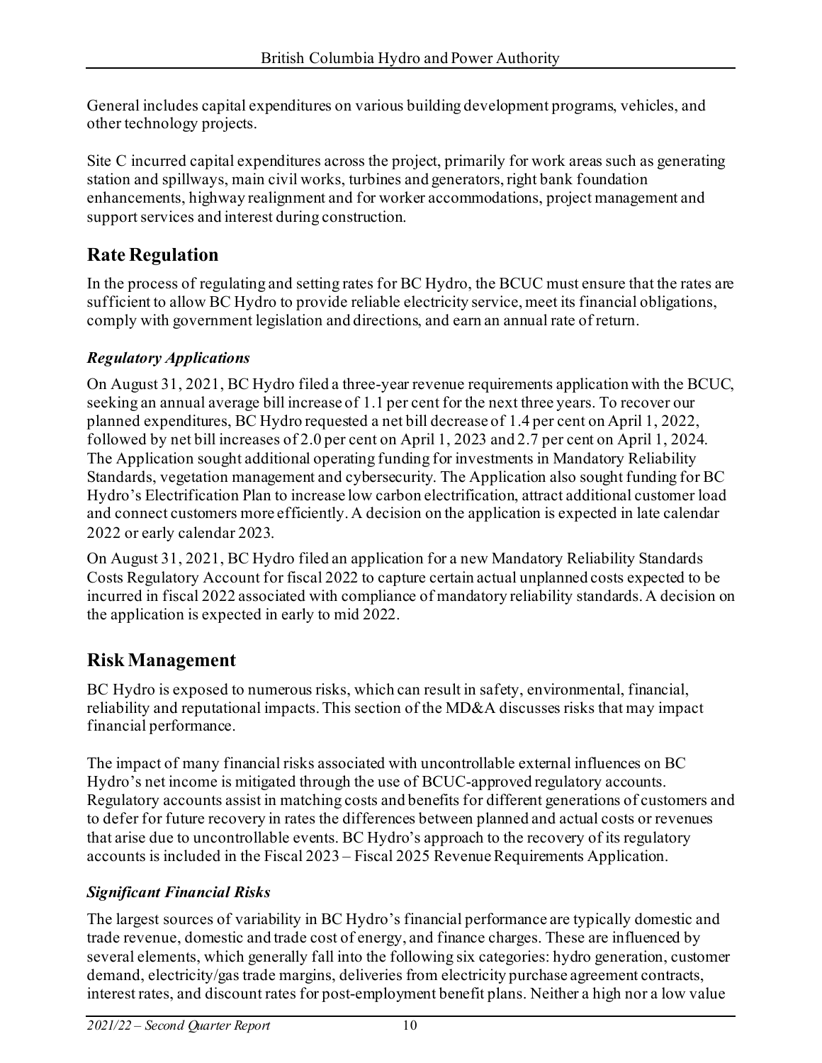General includes capital expenditures on various building development programs, vehicles, and other technology projects.

Site C incurred capital expenditures across the project, primarily for work areas such as generating station and spillways, main civil works, turbines and generators, right bank foundation enhancements, highway realignment and for worker accommodations, project management and support services and interest during construction.

## Rate Regulation

In the process of regulating and setting rates for BC Hydro, the BCUC must ensure that the rates are sufficient to allow BC Hydro to provide reliable electricity service, meet its financial obligations, comply with government legislation and directions, and earn an annual rate of return.

### *Regulatory Applications*

On August 31, 2021, BC Hydro filed a three-year revenue requirements application with the BCUC, seeking an annual average bill increase of 1.1 per cent for the next three years. To recover our planned expenditures, BC Hydro requested a net bill decrease of 1.4 per cent on April 1, 2022, followed by net bill increases of 2.0 per cent on April 1, 2023 and 2.7 per cent on April 1, 2024. The Application sought additional operating funding for investments in Mandatory Reliability Standards, vegetation management and cybersecurity. The Application also sought funding for BC Hydro's Electrification Plan to increase low carbon electrification, attract additional customer load and connect customers more efficiently. A decision on the application is expected in late calendar 2022 or early calendar 2023.

On August 31, 2021, BC Hydro filed an application for a new Mandatory Reliability Standards Costs Regulatory Account for fiscal 2022 to capture certain actual unplanned costs expected to be incurred in fiscal 2022 associated with compliance of mandatory reliability standards. A decision on the application is expected in early to mid 2022.

## Risk Management

BC Hydro is exposed to numerous risks, which can result in safety, environmental, financial, reliability and reputational impacts. This section of the MD&A discusses risks that may impact financial performance.

The impact of many financial risks associated with uncontrollable external influences on BC Hydro's net income is mitigated through the use of BCUC-approved regulatory accounts. Regulatory accounts assist in matching costs and benefits for different generations of customers and to defer for future recovery in rates the differences between planned and actual costs or revenues that arise due to uncontrollable events. BC Hydro's approach to the recovery of its regulatory accounts is included in the Fiscal 2023 – Fiscal 2025 Revenue Requirements Application.

### *Significant Financial Risks*

The largest sources of variability in BC Hydro's financial performance are typically domestic and trade revenue, domestic and trade cost of energy, and finance charges. These are influenced by several elements, which generally fall into the following six categories: hydro generation, customer demand, electricity/gas trade margins, deliveries from electricity purchase agreement contracts, interest rates, and discount rates for post-employment benefit plans. Neither a high nor a low value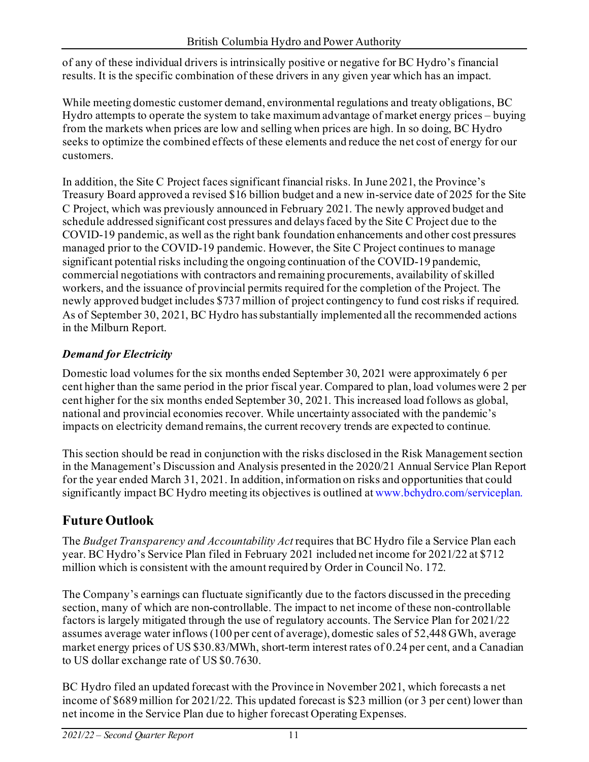of any of these individual drivers is intrinsically positive or negative for BC Hydro's financial results. It is the specific combination of these drivers in any given year which has an impact.

While meeting domestic customer demand, environmental regulations and treaty obligations, BC Hydro attempts to operate the system to take maximum advantage of market energy prices – buying from the markets when prices are low and selling when prices are high. In so doing, BC Hydro seeks to optimize the combined effects of these elements and reduce the net cost of energy for our customers.

In addition, the Site C Project faces significant financial risks. In June 2021, the Province's Treasury Board approved a revised $16 billion budget and a new in-service date of 2025 for the Site C Project, which was previously announced in February 2021. The newly approved budget and schedule addressed significant cost pressures and delays faced by the Site C Project due to the COVID-19 pandemic, as well as the right bank foundation enhancements and other cost pressures managed prior to the COVID-19 pandemic. However, the Site C Project continues to manage significant potential risks including the ongoing continuation of the COVID-19 pandemic, commercial negotiations with contractors and remaining procurements, availability of skilled workers, and the issuance of provincial permits required for the completion of the Project. The newly approved budget includes $737 million of project contingency to fund cost risks if required. As of September 30, 2021, BC Hydro has substantially implemented all the recommended actions in the Milburn Report.

### *Demand for Electricity*

Domestic load volumes for the six months ended September 30, 2021 were approximately 6 per cent higher than the same period in the prior fiscal year. Compared to plan, load volumes were 2 per cent higher for the six months ended September 30, 2021. This increased load follows as global, national and provincial economies recover. While uncertainty associated with the pandemic's impacts on electricity demand remains, the current recovery trends are expected to continue.

This section should be read in conjunction with the risks disclosed in the Risk Management section in the Management's Discussion and Analysis presented in the 2020/21 Annual Service Plan Report for the year ended March 31, 2021. In addition, information on risks and opportunities that could significantly impact BC Hydro meeting its objectives is outlined at www.bchydro.com/serviceplan.

## Future Outlook

The *Budget Transparency and Accountability Act* requires that BC Hydro file a Service Plan each year. BC Hydro's Service Plan filed in February 2021 included net income for 2021/22 at $712 million which is consistent with the amount required by Order in Council No. 172.

The Company's earnings can fluctuate significantly due to the factors discussed in the preceding section, many of which are non-controllable. The impact to net income of these non-controllable factors is largely mitigated through the use of regulatory accounts. The Service Plan for 2021/22 assumes average water inflows (100 per cent of average), domestic sales of 52,448 GWh, average market energy prices of US $30.83/MWh, short-term interest rates of 0.24 per cent, and a Canadian to US dollar exchange rate of US $0.7630.

BC Hydro filed an updated forecast with the Province in November 2021, which forecasts a net income of $689 million for 2021/22. This updated forecast is $23 million (or 3 per cent) lower than net income in the Service Plan due to higher forecast Operating Expenses.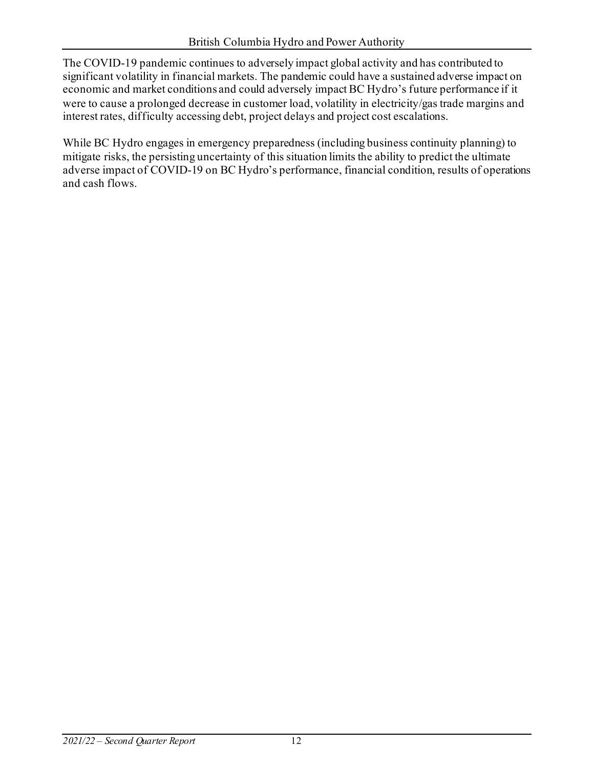The COVID-19 pandemic continues to adversely impact global activity and has contributed to significant volatility in financial markets. The pandemic could have a sustained adverse impact on economic and market conditions and could adversely impact BC Hydro's future performance if it were to cause a prolonged decrease in customer load, volatility in electricity/gas trade margins and interest rates, difficulty accessing debt, project delays and project cost escalations.

While BC Hydro engages in emergency preparedness (including business continuity planning) to mitigate risks, the persisting uncertainty of this situation limits the ability to predict the ultimate adverse impact of COVID-19 on BC Hydro's performance, financial condition, results of operations and cash flows.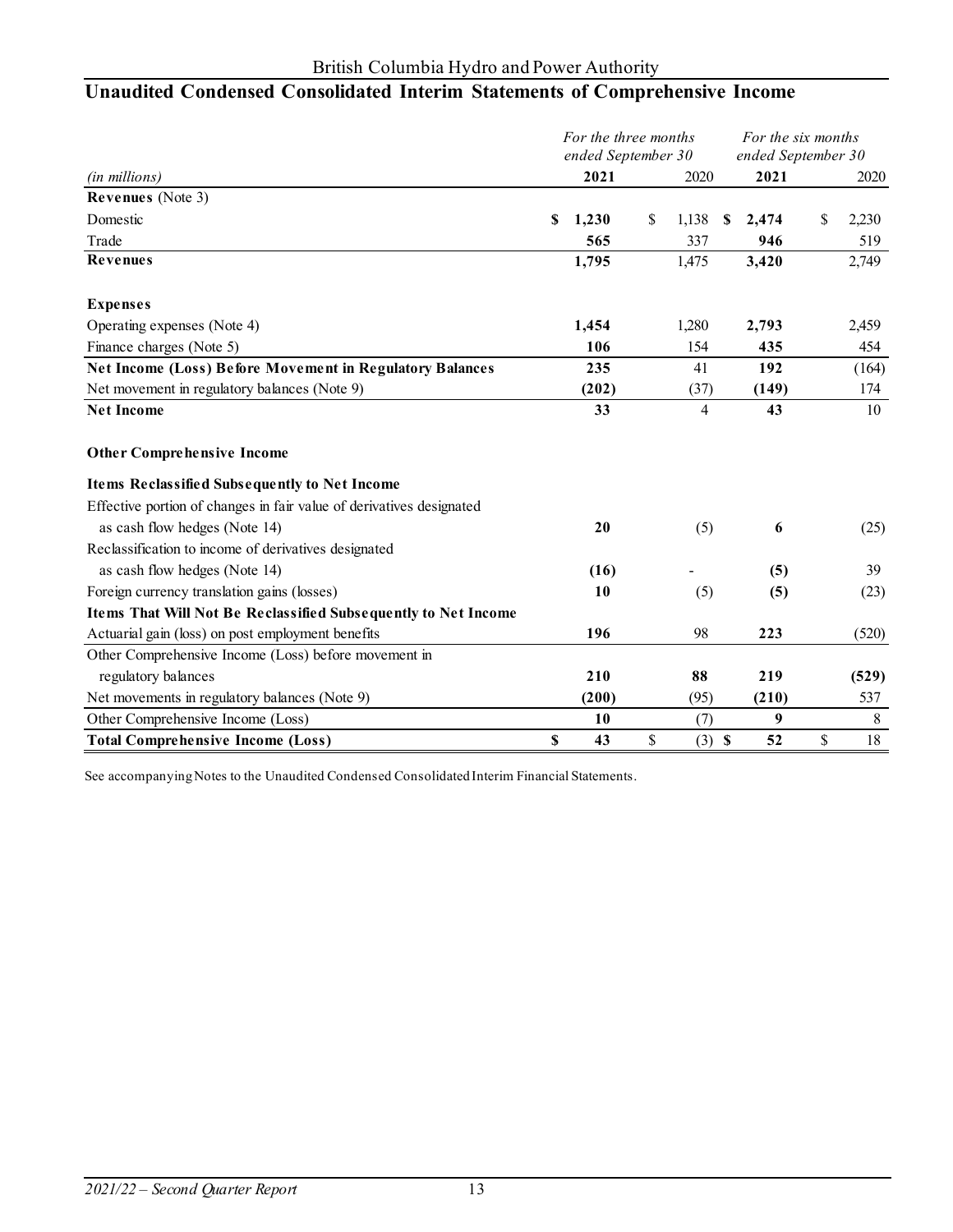British Columbia Hydro and Power Authority

# Unaudited Condensed Consolidated Interim Statements of Comprehensive Income

| *(in millions)* | *For the three months ended September 30* **2021** | 2020 | *For the six months ended September 30* **2021** | 2020 |
|---|---|---|---|---|
| **Revenues** (Note 3) | | | | |
| Domestic | **$ 1,230** | $ 1,138 | **$ 2,474** | $ 2,230 |
| Trade | **565** | 337 | **946** | 519 |
| **Revenues** | **1,795** | 1,475 | **3,420** | 2,749 |
| | | | | |
| **Expenses** | | | | |
| Operating expenses (Note 4) | **1,454** | 1,280 | **2,793** | 2,459 |
| Finance charges (Note 5) | **106** | 154 | **435** | 454 |
| **Net Income (Loss) Before Movement in Regulatory Balances** | **235** | 41 | **192** | (164) |
| Net movement in regulatory balances (Note 9) | **(202)** | (37) | **(149)** | 174 |
| **Net Income** | **33** | 4 | **43** | 10 |
| | | | | |
| **Other Comprehensive Income** | | | | |
| **Items Reclassified Subsequently to Net Income** | | | | |
| Effective portion of changes in fair value of derivatives designated as cash flow hedges (Note 14) | **20** | (5) | **6** | (25) |
| Reclassification to income of derivatives designated as cash flow hedges (Note 14) | **(16)** | - | **(5)** | 39 |
| Foreign currency translation gains (losses) | **10** | (5) | **(5)** | (23) |
| **Items That Will Not Be Reclassified Subsequently to Net Income** | | | | |
| Actuarial gain (loss) on post employment benefits | **196** | 98 | **223** | (520) |
| Other Comprehensive Income (Loss) before movement in regulatory balances | **210** | **88** | **219** | **(529)** |
| Net movements in regulatory balances (Note 9) | **(200)** | (95) | **(210)** | 537 |
| Other Comprehensive Income (Loss) | **10** | (7) | **9** | 8 |
| **Total Comprehensive Income (Loss)** | **$ 43** | $ (3) | **$ 52** | $ 18 |

See accompanying Notes to the Unaudited Condensed Consolidated Interim Financial Statements.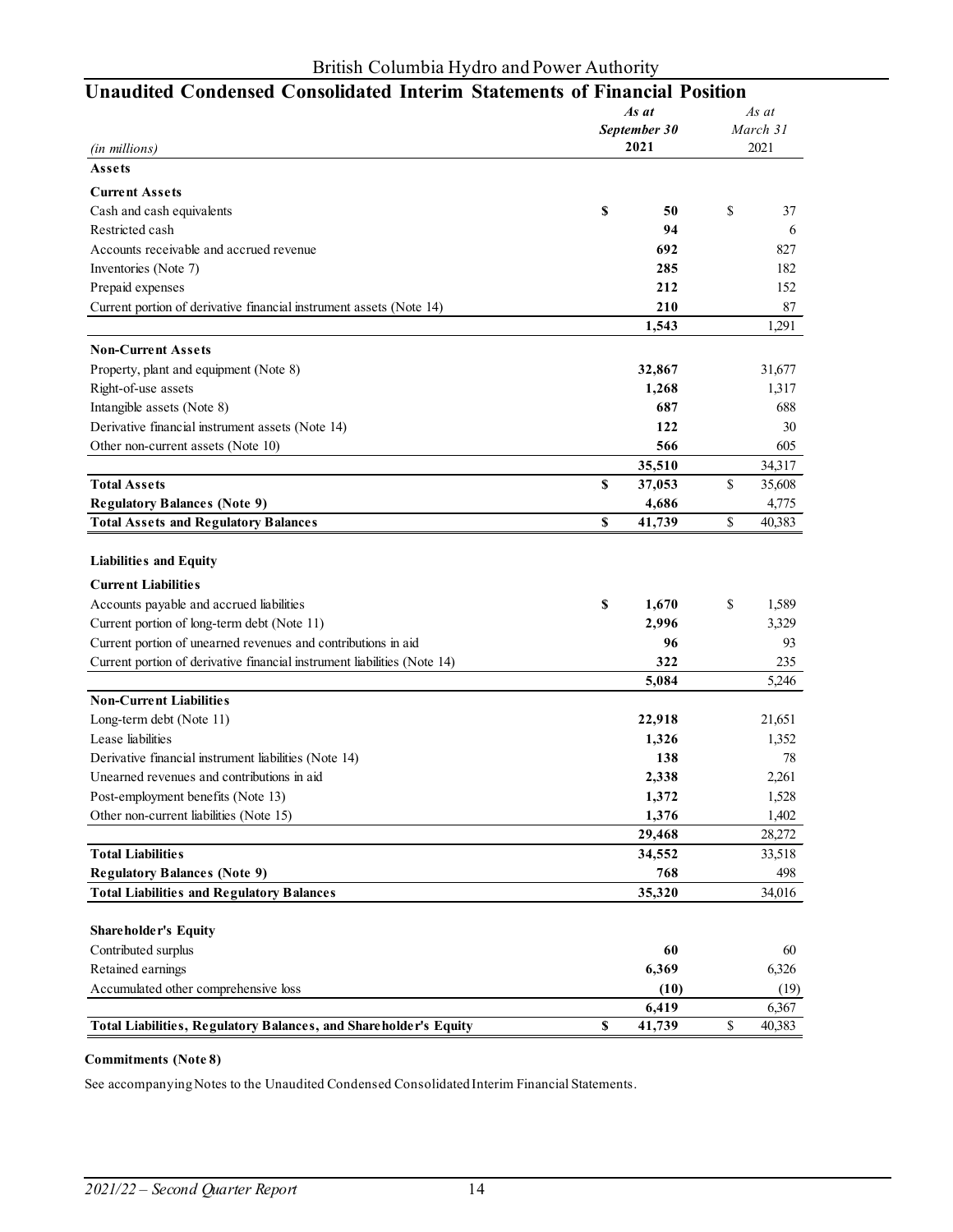British Columbia Hydro and Power Authority

# Unaudited Condensed Consolidated Interim Statements of Financial Position

| *(in millions)* | *As at September 30* **2021** | *As at March 31* 2021 |
|---|---|---|
| **Assets** | | |
| **Current Assets** | | |
| Cash and cash equivalents | **$ 50** | $ 37 |
| Restricted cash | **94** | 6 |
| Accounts receivable and accrued revenue | **692** | 827 |
| Inventories (Note 7) | **285** | 182 |
| Prepaid expenses | **212** | 152 |
| Current portion of derivative financial instrument assets (Note 14) | **210** | 87 |
| | **1,543** | 1,291 |
| **Non-Current Assets** | | |
| Property, plant and equipment (Note 8) | **32,867** | 31,677 |
| Right-of-use assets | **1,268** | 1,317 |
| Intangible assets (Note 8) | **687** | 688 |
| Derivative financial instrument assets (Note 14) | **122** | 30 |
| Other non-current assets (Note 10) | **566** | 605 |
| | **35,510** | 34,317 |
| **Total Assets** | **$ 37,053** | $ 35,608 |
| **Regulatory Balances (Note 9)** | **4,686** | 4,775 |
| **Total Assets and Regulatory Balances** | **$ 41,739** | $ 40,383 |
| | | |
| **Liabilities and Equity** | | |
| **Current Liabilities** | | |
| Accounts payable and accrued liabilities | **$ 1,670** | $ 1,589 |
| Current portion of long-term debt (Note 11) | **2,996** | 3,329 |
| Current portion of unearned revenues and contributions in aid | **96** | 93 |
| Current portion of derivative financial instrument liabilities (Note 14) | **322** | 235 |
| | **5,084** | 5,246 |
| **Non-Current Liabilities** | | |
| Long-term debt (Note 11) | **22,918** | 21,651 |
| Lease liabilities | **1,326** | 1,352 |
| Derivative financial instrument liabilities (Note 14) | **138** | 78 |
| Unearned revenues and contributions in aid | **2,338** | 2,261 |
| Post-employment benefits (Note 13) | **1,372** | 1,528 |
| Other non-current liabilities (Note 15) | **1,376** | 1,402 |
| | **29,468** | 28,272 |
| **Total Liabilities** | **34,552** | 33,518 |
| **Regulatory Balances (Note 9)** | **768** | 498 |
| **Total Liabilities and Regulatory Balances** | **35,320** | 34,016 |
| | | |
| **Shareholder's Equity** | | |
| Contributed surplus | **60** | 60 |
| Retained earnings | **6,369** | 6,326 |
| Accumulated other comprehensive loss | **(10)** | (19) |
| | **6,419** | 6,367 |
| **Total Liabilities, Regulatory Balances, and Shareholder's Equity** | **$ 41,739** | $ 40,383 |

**Commitments (Note 8)**

See accompanying Notes to the Unaudited Condensed Consolidated Interim Financial Statements.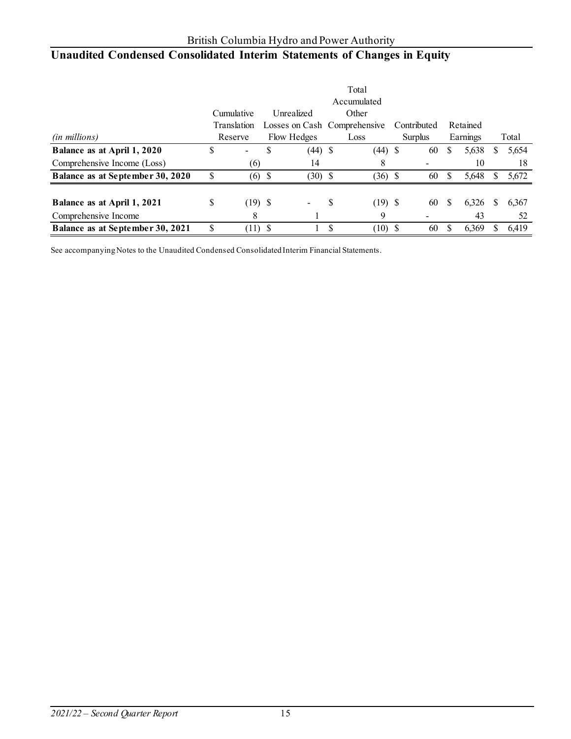British Columbia Hydro and Power Authority

# Unaudited Condensed Consolidated Interim Statements of Changes in Equity

| *(in millions)* | Cumulative Translation Reserve | Unrealized Losses on Cash Flow Hedges | Total Accumulated Other Comprehensive Loss | Contributed Surplus | Retained Earnings | Total |
|---|---|---|---|---|---|---|
| **Balance as at April 1, 2020** | $ - | $ (44) | $ (44) | $ 60 | $ 5,638 | $ 5,654 |
| Comprehensive Income (Loss) | (6) | 14 | 8 | - | 10 | 18 |
| **Balance as at September 30, 2020** | $ (6) | $ (30) | $ (36) | $ 60 | $ 5,648 | $ 5,672 |
| | | | | | | |
| **Balance as at April 1, 2021** | $ (19) | $ - | $ (19) | $ 60 | $ 6,326 | $ 6,367 |
| Comprehensive Income | 8 | 1 | 9 | - | 43 | 52 |
| **Balance as at September 30, 2021** | $ (11) | $ 1 | $ (10) | $ 60 | $ 6,369 | $ 6,419 |

See accompanying Notes to the Unaudited Condensed Consolidated Interim Financial Statements.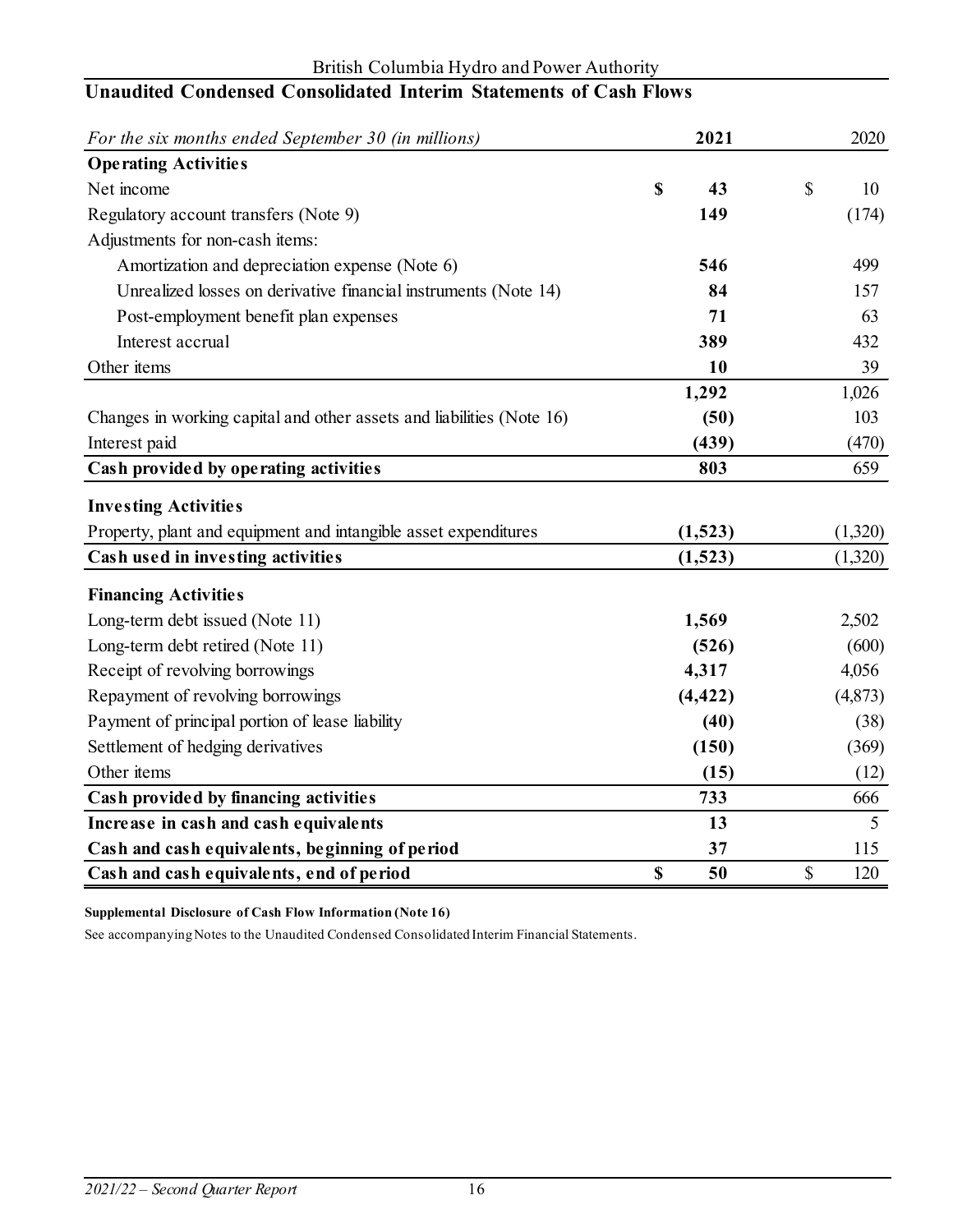British Columbia Hydro and Power Authority

## Unaudited Condensed Consolidated Interim Statements of Cash Flows

| *For the six months ended September 30 (in millions)* | **2021** | 2020 |
|---|---|---|
| **Operating Activities** | | |
| Net income | **$ 43** | $ 10 |
| Regulatory account transfers (Note 9) | **149** | (174) |
| Adjustments for non-cash items: | | |
| Amortization and depreciation expense (Note 6) | **546** | 499 |
| Unrealized losses on derivative financial instruments (Note 14) | **84** | 157 |
| Post-employment benefit plan expenses | **71** | 63 |
| Interest accrual | **389** | 432 |
| Other items | **10** | 39 |
| | **1,292** | 1,026 |
| Changes in working capital and other assets and liabilities (Note 16) | **(50)** | 103 |
| Interest paid | **(439)** | (470) |
| **Cash provided by operating activities** | **803** | 659 |
| **Investing Activities** | | |
| Property, plant and equipment and intangible asset expenditures | **(1,523)** | (1,320) |
| **Cash used in investing activities** | **(1,523)** | (1,320) |
| **Financing Activities** | | |
| Long-term debt issued (Note 11) | **1,569** | 2,502 |
| Long-term debt retired (Note 11) | **(526)** | (600) |
| Receipt of revolving borrowings | **4,317** | 4,056 |
| Repayment of revolving borrowings | **(4,422)** | (4,873) |
| Payment of principal portion of lease liability | **(40)** | (38) |
| Settlement of hedging derivatives | **(150)** | (369) |
| Other items | **(15)** | (12) |
| **Cash provided by financing activities** | **733** | 666 |
| **Increase in cash and cash equivalents** | **13** | 5 |
| **Cash and cash equivalents, beginning of period** | **37** | 115 |
| **Cash and cash equivalents, end of period** | **$ 50** | $ 120 |

**Supplemental Disclosure of Cash Flow Information (Note 16)**

See accompanying Notes to the Unaudited Condensed Consolidated Interim Financial Statements.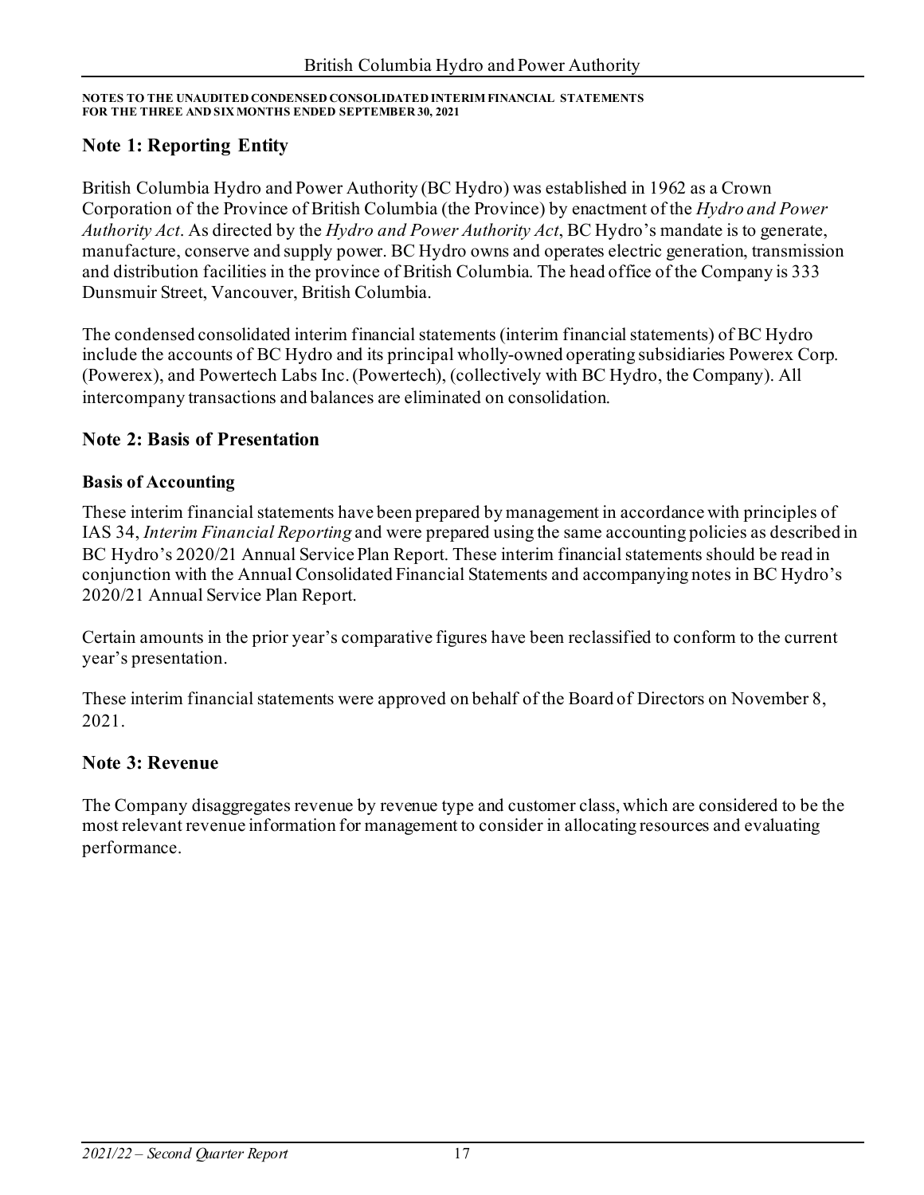**NOTES TO THE UNAUDITED CONDENSED CONSOLIDATED INTERIM FINANCIAL STATEMENTS**
**FOR THE THREE AND SIX MONTHS ENDED SEPTEMBER 30, 2021**

## Note 1: Reporting Entity

British Columbia Hydro and Power Authority (BC Hydro) was established in 1962 as a Crown Corporation of the Province of British Columbia (the Province) by enactment of the *Hydro and Power Authority Act*. As directed by the *Hydro and Power Authority Act*, BC Hydro's mandate is to generate, manufacture, conserve and supply power. BC Hydro owns and operates electric generation, transmission and distribution facilities in the province of British Columbia. The head office of the Company is 333 Dunsmuir Street, Vancouver, British Columbia.

The condensed consolidated interim financial statements (interim financial statements) of BC Hydro include the accounts of BC Hydro and its principal wholly-owned operating subsidiaries Powerex Corp. (Powerex), and Powertech Labs Inc. (Powertech), (collectively with BC Hydro, the Company). All intercompany transactions and balances are eliminated on consolidation.

## Note 2: Basis of Presentation

### Basis of Accounting

These interim financial statements have been prepared by management in accordance with principles of IAS 34, *Interim Financial Reporting* and were prepared using the same accounting policies as described in BC Hydro's 2020/21 Annual Service Plan Report. These interim financial statements should be read in conjunction with the Annual Consolidated Financial Statements and accompanying notes in BC Hydro's 2020/21 Annual Service Plan Report.

Certain amounts in the prior year's comparative figures have been reclassified to conform to the current year's presentation.

These interim financial statements were approved on behalf of the Board of Directors on November 8, 2021.

## Note 3: Revenue

The Company disaggregates revenue by revenue type and customer class, which are considered to be the most relevant revenue information for management to consider in allocating resources and evaluating performance.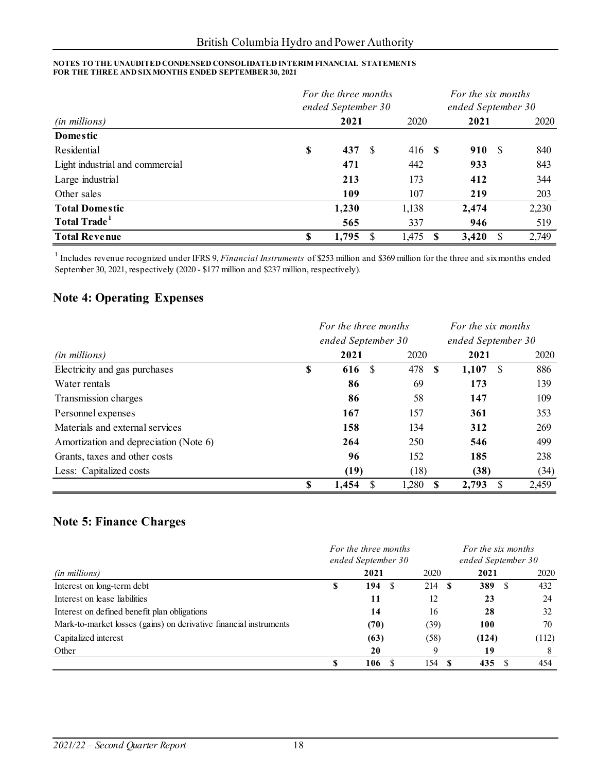**NOTES TO THE UNAUDITED CONDENSED CONSOLIDATED INTERIM FINANCIAL STATEMENTS FOR THE THREE AND SIX MONTHS ENDED SEPTEMBER 30, 2021**

| *(in millions)* | *For the three months ended September 30* **2021** | 2020 | *For the six months ended September 30* **2021** | 2020 |
|---|---|---|---|---|
| **Domestic** | | | | |
| Residential | **$ 437** | $ 416 | **$ 910** | $ 840 |
| Light industrial and commercial | **471** | 442 | **933** | 843 |
| Large industrial | **213** | 173 | **412** | 344 |
| Other sales | **109** | 107 | **219** | 203 |
| **Total Domestic** | **1,230** | 1,138 | **2,474** | 2,230 |
| **Total Trade**[1] | **565** | 337 | **946** | 519 |
| **Total Revenue** | **$ 1,795** | $ 1,475 | **$ 3,420** | $ 2,749 |

[1] Includes revenue recognized under IFRS 9, *Financial Instruments* of $253 million and $369 million for the three and six months ended September 30, 2021, respectively (2020 - $177 million and $237 million, respectively).

## Note 4: Operating Expenses

| *(in millions)* | *For the three months ended September 30* **2021** | 2020 | *For the six months ended September 30* **2021** | 2020 |
|---|---|---|---|---|
| Electricity and gas purchases | **$ 616** | $ 478 | **$ 1,107** | $ 886 |
| Water rentals | **86** | 69 | **173** | 139 |
| Transmission charges | **86** | 58 | **147** | 109 |
| Personnel expenses | **167** | 157 | **361** | 353 |
| Materials and external services | **158** | 134 | **312** | 269 |
| Amortization and depreciation (Note 6) | **264** | 250 | **546** | 499 |
| Grants, taxes and other costs | **96** | 152 | **185** | 238 |
| Less: Capitalized costs | **(19)** | (18) | **(38)** | (34) |
| | **$ 1,454** | $ 1,280 | **$ 2,793** | $ 2,459 |

## Note 5: Finance Charges

| *(in millions)* | *For the three months ended September 30* **2021** | 2020 | *For the six months ended September 30* **2021** | 2020 |
|---|---|---|---|---|
| Interest on long-term debt | **$ 194** | $ 214 | **$ 389** | $ 432 |
| Interest on lease liabilities | **11** | 12 | **23** | 24 |
| Interest on defined benefit plan obligations | **14** | 16 | **28** | 32 |
| Mark-to-market losses (gains) on derivative financial instruments | **(70)** | (39) | **100** | 70 |
| Capitalized interest | **(63)** | (58) | **(124)** | (112) |
| Other | **20** | 9 | **19** | 8 |
| | **$ 106** | $ 154 | **$ 435** | $ 454 |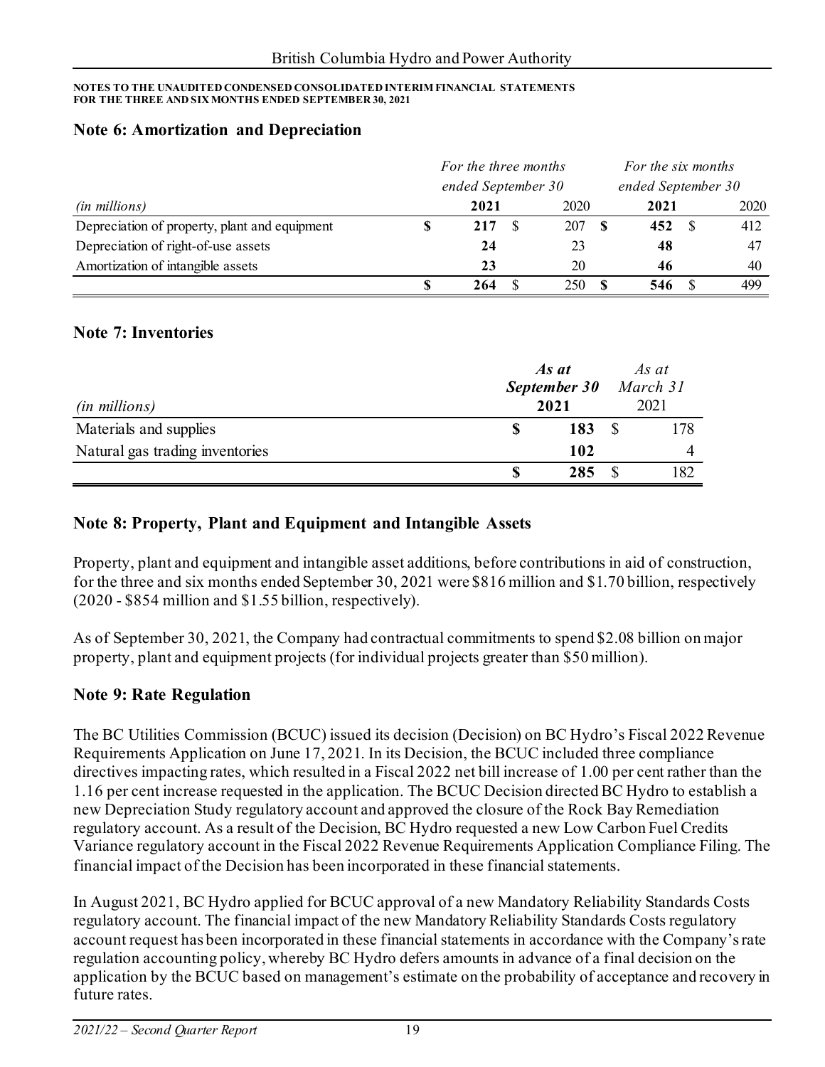NOTES TO THE UNAUDITED CONDENSED CONSOLIDATED INTERIM FINANCIAL STATEMENTS
FOR THE THREE AND SIX MONTHS ENDED SEPTEMBER 30, 2021

## Note 6: Amortization and Depreciation

| *(in millions)* | *For the three months ended September 30* | | *For the six months ended September 30* | |
|---|---|---|---|---|
| | **2021** | 2020 | **2021** | 2020 |
| Depreciation of property, plant and equipment | **$ 217** | $ 207 | **$ 452** | $ 412 |
| Depreciation of right-of-use assets | **24** | 23 | **48** | 47 |
| Amortization of intangible assets | **23** | 20 | **46** | 40 |
| | **$ 264** | $ 250 | **$ 546** | $ 499 |

## Note 7: Inventories

| *(in millions)* | ***As at September 30* 2021** | *As at March 31* 2021 |
|---|---|---|
| Materials and supplies | **$ 183** | $ 178 |
| Natural gas trading inventories | **102** | 4 |
| | **$ 285** | $ 182 |

## Note 8: Property, Plant and Equipment and Intangible Assets

Property, plant and equipment and intangible asset additions, before contributions in aid of construction, for the three and six months ended September 30, 2021 were $816 million and $1.70 billion, respectively (2020 - $854 million and $1.55 billion, respectively).

As of September 30, 2021, the Company had contractual commitments to spend $2.08 billion on major property, plant and equipment projects (for individual projects greater than $50 million).

## Note 9: Rate Regulation

The BC Utilities Commission (BCUC) issued its decision (Decision) on BC Hydro's Fiscal 2022 Revenue Requirements Application on June 17, 2021. In its Decision, the BCUC included three compliance directives impacting rates, which resulted in a Fiscal 2022 net bill increase of 1.00 per cent rather than the 1.16 per cent increase requested in the application. The BCUC Decision directed BC Hydro to establish a new Depreciation Study regulatory account and approved the closure of the Rock Bay Remediation regulatory account. As a result of the Decision, BC Hydro requested a new Low Carbon Fuel Credits Variance regulatory account in the Fiscal 2022 Revenue Requirements Application Compliance Filing. The financial impact of the Decision has been incorporated in these financial statements.

In August 2021, BC Hydro applied for BCUC approval of a new Mandatory Reliability Standards Costs regulatory account. The financial impact of the new Mandatory Reliability Standards Costs regulatory account request has been incorporated in these financial statements in accordance with the Company's rate regulation accounting policy, whereby BC Hydro defers amounts in advance of a final decision on the application by the BCUC based on management's estimate on the probability of acceptance and recovery in future rates.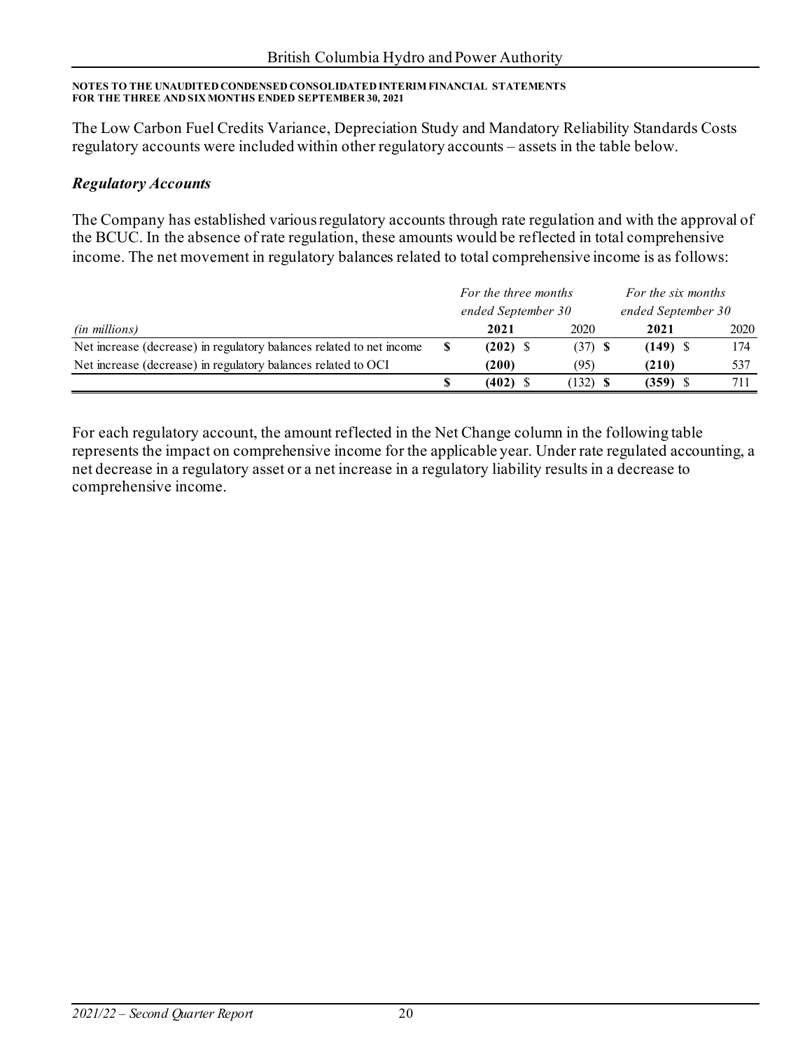The Low Carbon Fuel Credits Variance, Depreciation Study and Mandatory Reliability Standards Costs regulatory accounts were included within other regulatory accounts – assets in the table below.

### *Regulatory Accounts*

The Company has established various regulatory accounts through rate regulation and with the approval of the BCUC. In the absence of rate regulation, these amounts would be reflected in total comprehensive income. The net movement in regulatory balances related to total comprehensive income is as follows:

| | *For the three months ended September 30* | | *For the six months ended September 30* | |
|---|---|---|---|---|
| *(in millions)* | **2021** | 2020 | **2021** | 2020 |
| Net increase (decrease) in regulatory balances related to net income | **$ (202)** | $ (37) | **$ (149)** | $ 174 |
| Net increase (decrease) in regulatory balances related to OCI | **(200)** | (95) | **(210)** | 537 |
| | **$ (402)** | $ (132) | **$ (359)** | $ 711 |

For each regulatory account, the amount reflected in the Net Change column in the following table represents the impact on comprehensive income for the applicable year. Under rate regulated accounting, a net decrease in a regulatory asset or a net increase in a regulatory liability results in a decrease to comprehensive income.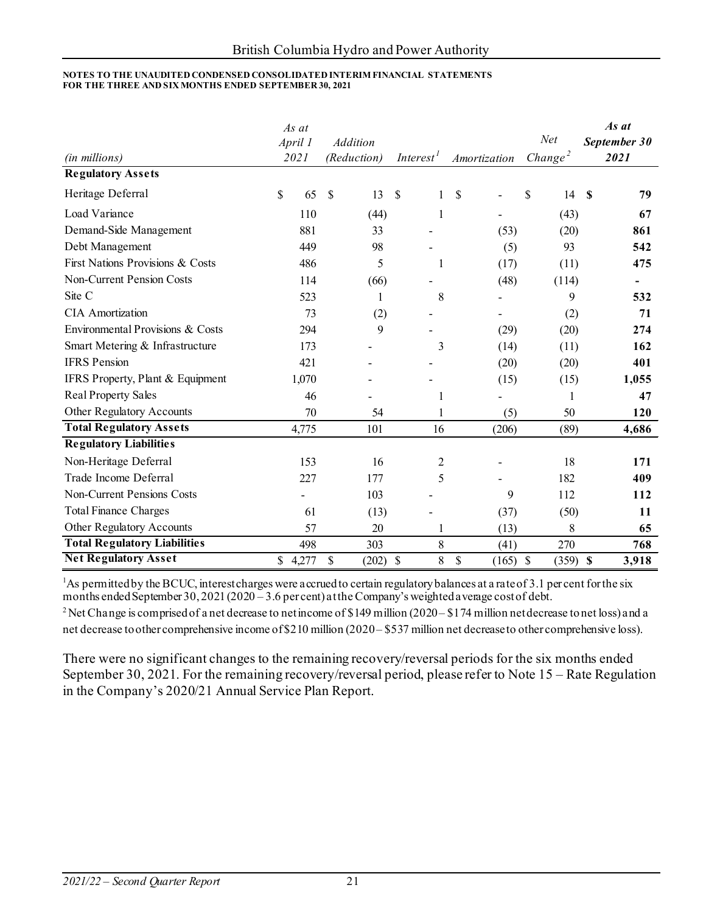**NOTES TO THE UNAUDITED CONDENSED CONSOLIDATED INTERIM FINANCIAL STATEMENTS**
**FOR THE THREE AND SIX MONTHS ENDED SEPTEMBER 30, 2021**

| *(in millions)* | *As at April 1 2021* | *Addition (Reduction)* | *Interest*[1] | *Amortization* | *Net Change*[2] | ***As at September 30 2021*** |
|---|---|---|---|---|---|---|
| **Regulatory Assets** | | | | | | |
| Heritage Deferral | $ 65 | $ 13 | $ 1 | $ - | $ 14 | **$ 79** |
| Load Variance | 110 | (44) | 1 | - | (43) | **67** |
| Demand-Side Management | 881 | 33 | - | (53) | (20) | **861** |
| Debt Management | 449 | 98 | - | (5) | 93 | **542** |
| First Nations Provisions & Costs | 486 | 5 | 1 | (17) | (11) | **475** |
| Non-Current Pension Costs | 114 | (66) | - | (48) | (114) | **-** |
| Site C | 523 | 1 | 8 | - | 9 | **532** |
| CIA Amortization | 73 | (2) | - | - | (2) | **71** |
| Environmental Provisions & Costs | 294 | 9 | - | (29) | (20) | **274** |
| Smart Metering & Infrastructure | 173 | - | 3 | (14) | (11) | **162** |
| IFRS Pension | 421 | - | - | (20) | (20) | **401** |
| IFRS Property, Plant & Equipment | 1,070 | - | - | (15) | (15) | **1,055** |
| Real Property Sales | 46 | - | 1 | - | 1 | **47** |
| Other Regulatory Accounts | 70 | 54 | 1 | (5) | 50 | **120** |
| **Total Regulatory Assets** | 4,775 | 101 | 16 | (206) | (89) | **4,686** |
| **Regulatory Liabilities** | | | | | | |
| Non-Heritage Deferral | 153 | 16 | 2 | - | 18 | **171** |
| Trade Income Deferral | 227 | 177 | 5 | - | 182 | **409** |
| Non-Current Pensions Costs | - | 103 | - | 9 | 112 | **112** |
| Total Finance Charges | 61 | (13) | - | (37) | (50) | **11** |
| Other Regulatory Accounts | 57 | 20 | 1 | (13) | 8 | **65** |
| **Total Regulatory Liabilities** | 498 | 303 | 8 | (41) | 270 | **768** |
| **Net Regulatory Asset** | $ 4,277 | $ (202) | $ 8 | $ (165) | $ (359) | **$ 3,918** |

[1]As permitted by the BCUC, interest charges were accrued to certain regulatory balances at a rate of 3.1 per cent for the six months ended September 30, 2021 (2020 – 3.6 per cent) at the Company's weighted average cost of debt.

[2] Net Change is comprised of a net decrease to net income of $149 million (2020 – $174 million net decrease to net loss) and a net decrease to other comprehensive income of $210 million (2020 – $537 million net decrease to other comprehensive loss).

There were no significant changes to the remaining recovery/reversal periods for the six months ended September 30, 2021. For the remaining recovery/reversal period, please refer to Note 15 – Rate Regulation in the Company's 2020/21 Annual Service Plan Report.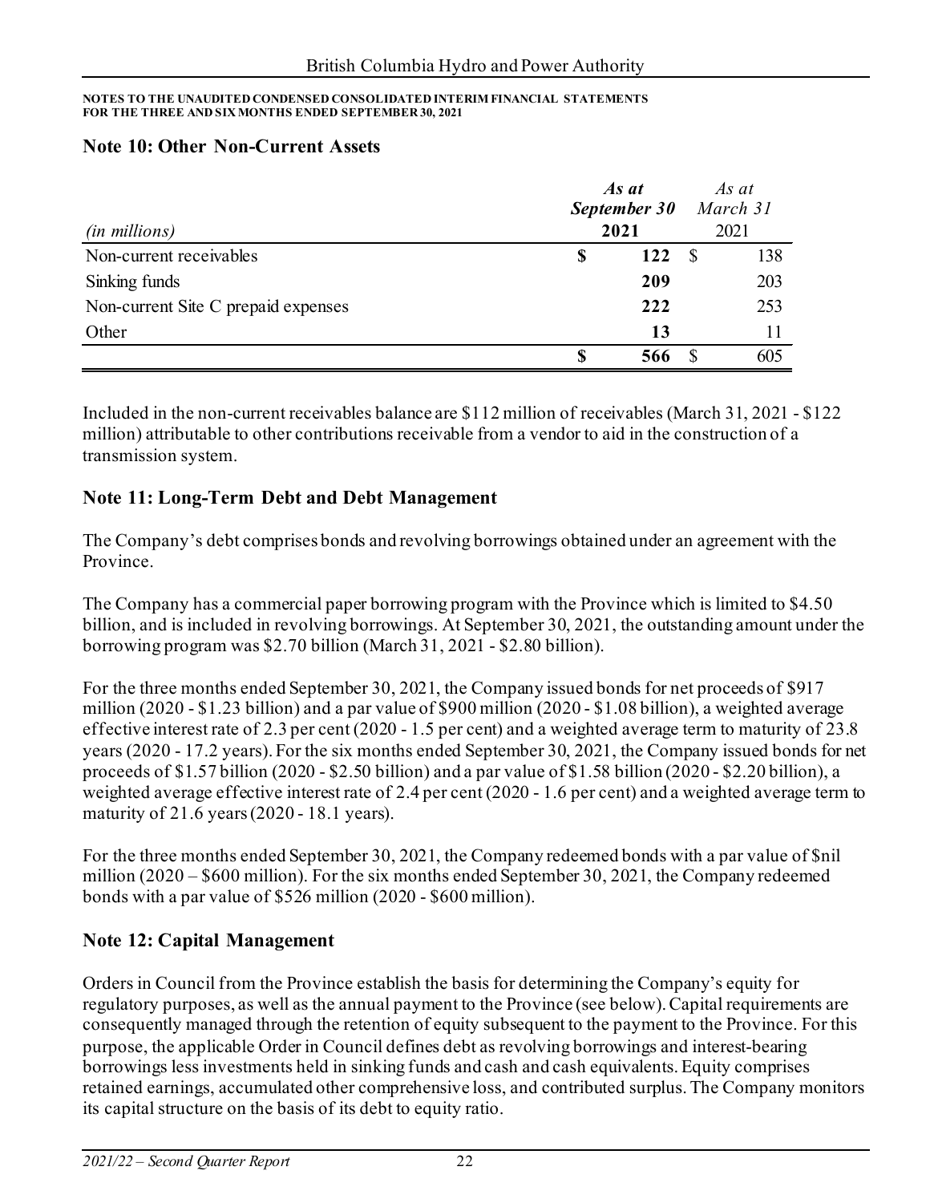**NOTES TO THE UNAUDITED CONDENSED CONSOLIDATED INTERIM FINANCIAL STATEMENTS FOR THE THREE AND SIX MONTHS ENDED SEPTEMBER 30, 2021**

## Note 10: Other Non-Current Assets

| *(in millions)* | ***As at September 30 2021*** | *As at March 31* 2021 |
|---|---|---|
| Non-current receivables | **$ 122** | $ 138 |
| Sinking funds | **209** | 203 |
| Non-current Site C prepaid expenses | **222** | 253 |
| Other | **13** | 11 |
| | **$ 566** | $ 605 |

Included in the non-current receivables balance are $112 million of receivables (March 31, 2021 - $122 million) attributable to other contributions receivable from a vendor to aid in the construction of a transmission system.

## Note 11: Long-Term Debt and Debt Management

The Company's debt comprises bonds and revolving borrowings obtained under an agreement with the Province.

The Company has a commercial paper borrowing program with the Province which is limited to $4.50 billion, and is included in revolving borrowings. At September 30, 2021, the outstanding amount under the borrowing program was $2.70 billion (March 31, 2021 - $2.80 billion).

For the three months ended September 30, 2021, the Company issued bonds for net proceeds of $917 million (2020 - $1.23 billion) and a par value of $900 million (2020 - $1.08 billion), a weighted average effective interest rate of 2.3 per cent (2020 - 1.5 per cent) and a weighted average term to maturity of 23.8 years (2020 - 17.2 years). For the six months ended September 30, 2021, the Company issued bonds for net proceeds of $1.57 billion (2020 - $2.50 billion) and a par value of $1.58 billion (2020 - $2.20 billion), a weighted average effective interest rate of 2.4 per cent (2020 - 1.6 per cent) and a weighted average term to maturity of 21.6 years (2020 - 18.1 years).

For the three months ended September 30, 2021, the Company redeemed bonds with a par value of $nil million (2020 – $600 million). For the six months ended September 30, 2021, the Company redeemed bonds with a par value of $526 million (2020 - $600 million).

## Note 12: Capital Management

Orders in Council from the Province establish the basis for determining the Company's equity for regulatory purposes, as well as the annual payment to the Province (see below). Capital requirements are consequently managed through the retention of equity subsequent to the payment to the Province. For this purpose, the applicable Order in Council defines debt as revolving borrowings and interest-bearing borrowings less investments held in sinking funds and cash and cash equivalents. Equity comprises retained earnings, accumulated other comprehensive loss, and contributed surplus. The Company monitors its capital structure on the basis of its debt to equity ratio.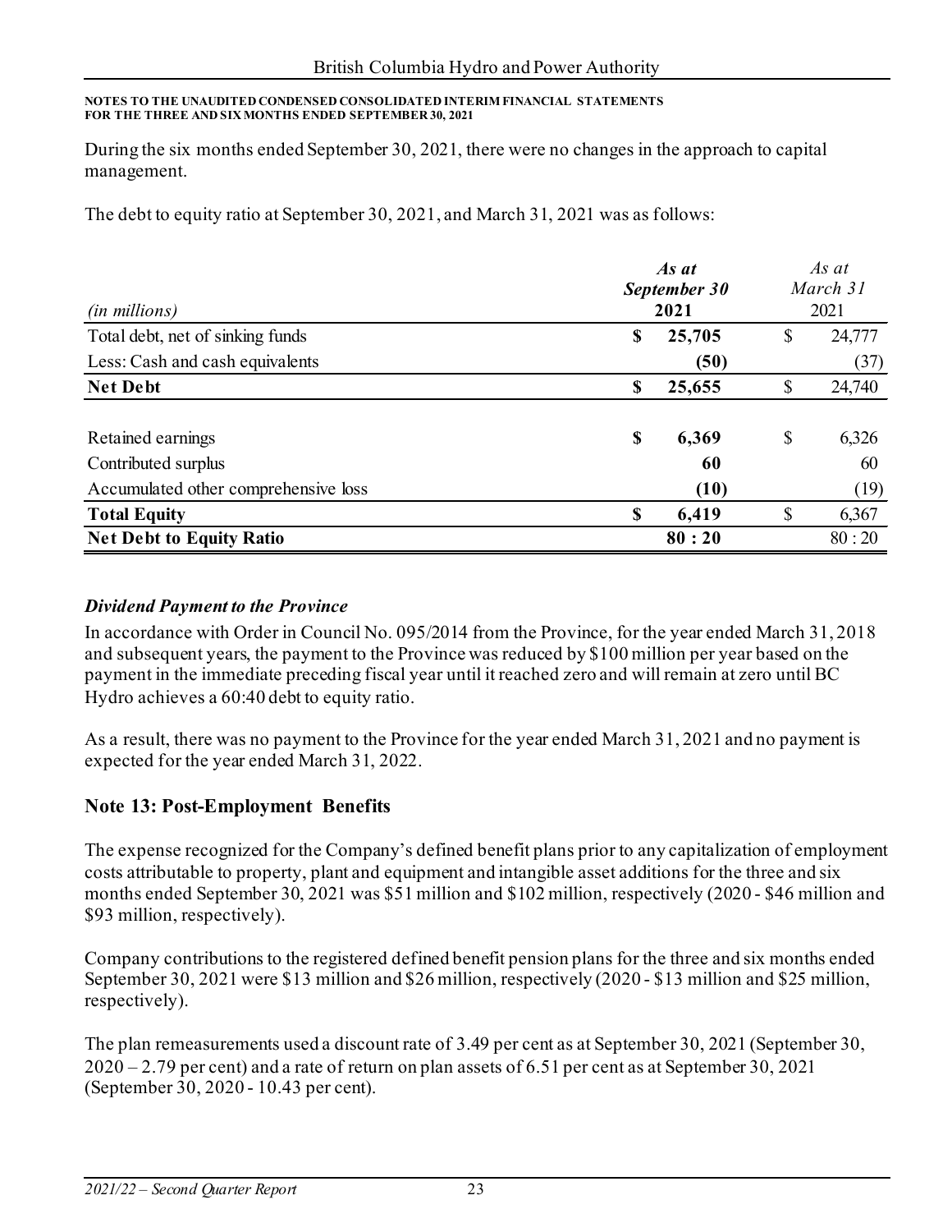During the six months ended September 30, 2021, there were no changes in the approach to capital management.

The debt to equity ratio at September 30, 2021, and March 31, 2021 was as follows:

| *(in millions)* | ***As at September 30*** **2021** | *As at March 31* 2021 |
|---|---|---|
| Total debt, net of sinking funds | **$ 25,705** | $ 24,777 |
| Less: Cash and cash equivalents | **(50)** | (37) |
| **Net Debt** | **$ 25,655** | $ 24,740 |
| | | |
| Retained earnings | **$ 6,369** | $ 6,326 |
| Contributed surplus | **60** | 60 |
| Accumulated other comprehensive loss | **(10)** | (19) |
| **Total Equity** | **$ 6,419** | $ 6,367 |
| **Net Debt to Equity Ratio** | **80 : 20** | 80 : 20 |

***Dividend Payment to the Province***

In accordance with Order in Council No. 095/2014 from the Province, for the year ended March 31, 2018 and subsequent years, the payment to the Province was reduced by $100 million per year based on the payment in the immediate preceding fiscal year until it reached zero and will remain at zero until BC Hydro achieves a 60:40 debt to equity ratio.

As a result, there was no payment to the Province for the year ended March 31, 2021 and no payment is expected for the year ended March 31, 2022.

## Note 13: Post-Employment Benefits

The expense recognized for the Company's defined benefit plans prior to any capitalization of employment costs attributable to property, plant and equipment and intangible asset additions for the three and six months ended September 30, 2021 was $51 million and $102 million, respectively (2020 - $46 million and $93 million, respectively).

Company contributions to the registered defined benefit pension plans for the three and six months ended September 30, 2021 were $13 million and $26 million, respectively (2020 - $13 million and $25 million, respectively).

The plan remeasurements used a discount rate of 3.49 per cent as at September 30, 2021 (September 30, 2020 – 2.79 per cent) and a rate of return on plan assets of 6.51 per cent as at September 30, 2021 (September 30, 2020 - 10.43 per cent).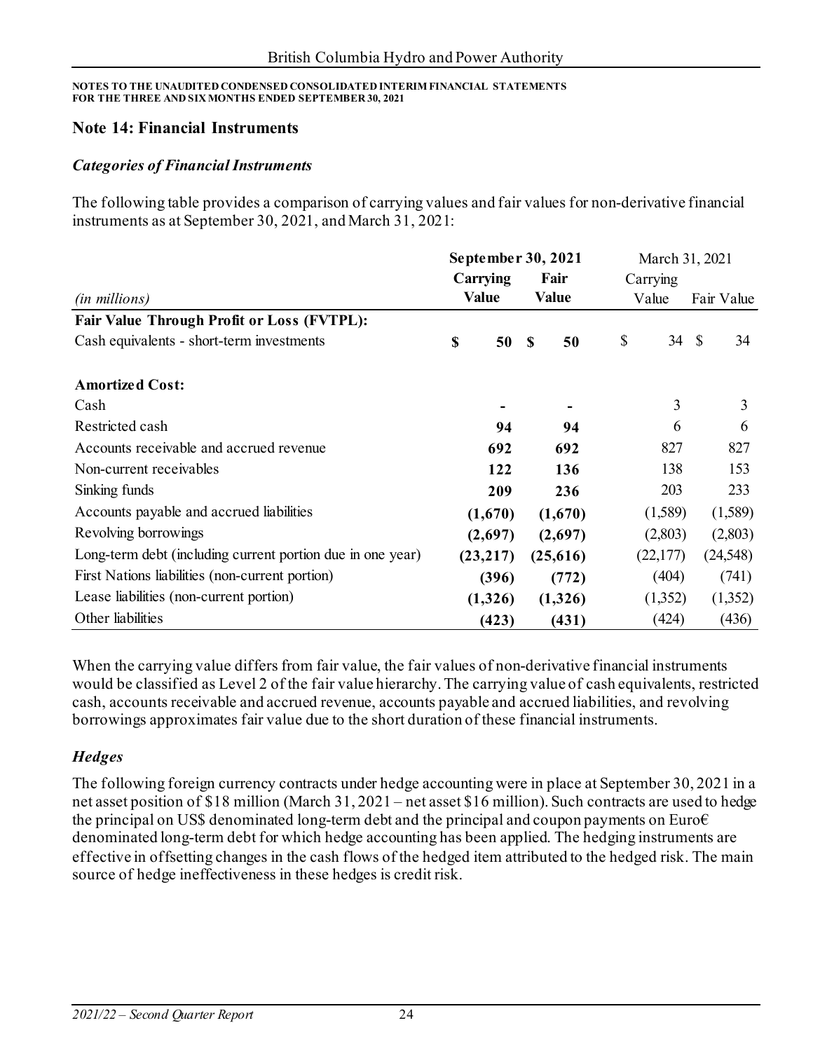## Note 14: Financial Instruments

### *Categories of Financial Instruments*

The following table provides a comparison of carrying values and fair values for non-derivative financial instruments as at September 30, 2021, and March 31, 2021:

| | **September 30, 2021** | | March 31, 2021 | |
|---|---|---|---|---|
| *(in millions)* | **Carrying Value** | **Fair Value** | Carrying Value | Fair Value |
| **Fair Value Through Profit or Loss (FVTPL):** | | | | |
| Cash equivalents - short-term investments | **$ 50** | **$ 50** | $ 34 | $ 34 |
| **Amortized Cost:** | | | | |
| Cash | **-** | **-** | 3 | 3 |
| Restricted cash | **94** | **94** | 6 | 6 |
| Accounts receivable and accrued revenue | **692** | **692** | 827 | 827 |
| Non-current receivables | **122** | **136** | 138 | 153 |
| Sinking funds | **209** | **236** | 203 | 233 |
| Accounts payable and accrued liabilities | **(1,670)** | **(1,670)** | (1,589) | (1,589) |
| Revolving borrowings | **(2,697)** | **(2,697)** | (2,803) | (2,803) |
| Long-term debt (including current portion due in one year) | **(23,217)** | **(25,616)** | (22,177) | (24,548) |
| First Nations liabilities (non-current portion) | **(396)** | **(772)** | (404) | (741) |
| Lease liabilities (non-current portion) | **(1,326)** | **(1,326)** | (1,352) | (1,352) |
| Other liabilities | **(423)** | **(431)** | (424) | (436) |

When the carrying value differs from fair value, the fair values of non-derivative financial instruments would be classified as Level 2 of the fair value hierarchy. The carrying value of cash equivalents, restricted cash, accounts receivable and accrued revenue, accounts payable and accrued liabilities, and revolving borrowings approximates fair value due to the short duration of these financial instruments.

### *Hedges*

The following foreign currency contracts under hedge accounting were in place at September 30, 2021 in a net asset position of $18 million (March 31, 2021 – net asset $16 million). Such contracts are used to hedge the principal on US$ denominated long-term debt and the principal and coupon payments on Euro€ denominated long-term debt for which hedge accounting has been applied. The hedging instruments are effective in offsetting changes in the cash flows of the hedged item attributed to the hedged risk. The main source of hedge ineffectiveness in these hedges is credit risk.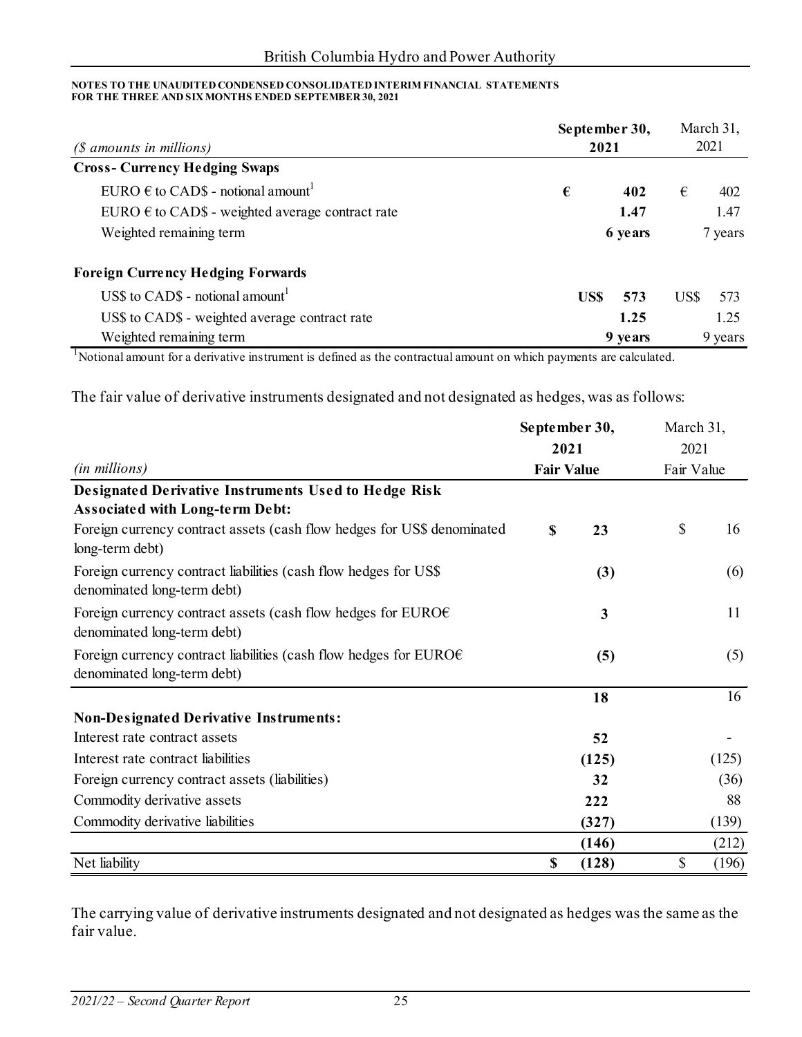NOTES TO THE UNAUDITED CONDENSED CONSOLIDATED INTERIM FINANCIAL STATEMENTS
FOR THE THREE AND SIX MONTHS ENDED SEPTEMBER 30, 2021

| *($ amounts in millions)* | **September 30, 2021** | March 31, 2021 |
|---|---|---|
| **Cross- Currency Hedging Swaps** | | |
| EURO € to CAD$ - notional amount[1] | **€ 402** | € 402 |
| EURO € to CAD$ - weighted average contract rate | **1.47** | 1.47 |
| Weighted remaining term | **6 years** | 7 years |
| **Foreign Currency Hedging Forwards** | | |
| US$ to CAD$ - notional amount[1] | **US$ 573** | US$ 573 |
| US$ to CAD$ - weighted average contract rate | **1.25** | 1.25 |
| Weighted remaining term | **9 years** | 9 years |

[1]Notional amount for a derivative instrument is defined as the contractual amount on which payments are calculated.

The fair value of derivative instruments designated and not designated as hedges, was as follows:

| *(in millions)* | **September 30, 2021 Fair Value** | March 31, 2021 Fair Value |
|---|---|---|
| **Designated Derivative Instruments Used to Hedge Risk Associated with Long-term Debt:** | | |
| Foreign currency contract assets (cash flow hedges for US$ denominated long-term debt) | **$ 23** | $ 16 |
| Foreign currency contract liabilities (cash flow hedges for US$ denominated long-term debt) | **(3)** | (6) |
| Foreign currency contract assets (cash flow hedges for EURO€ denominated long-term debt) | **3** | 11 |
| Foreign currency contract liabilities (cash flow hedges for EURO€ denominated long-term debt) | **(5)** | (5) |
| | **18** | 16 |
| **Non-Designated Derivative Instruments:** | | |
| Interest rate contract assets | **52** | - |
| Interest rate contract liabilities | **(125)** | (125) |
| Foreign currency contract assets (liabilities) | **32** | (36) |
| Commodity derivative assets | **222** | 88 |
| Commodity derivative liabilities | **(327)** | (139) |
| | **(146)** | (212) |
| Net liability | **$ (128)** | $ (196) |

The carrying value of derivative instruments designated and not designated as hedges was the same as the fair value.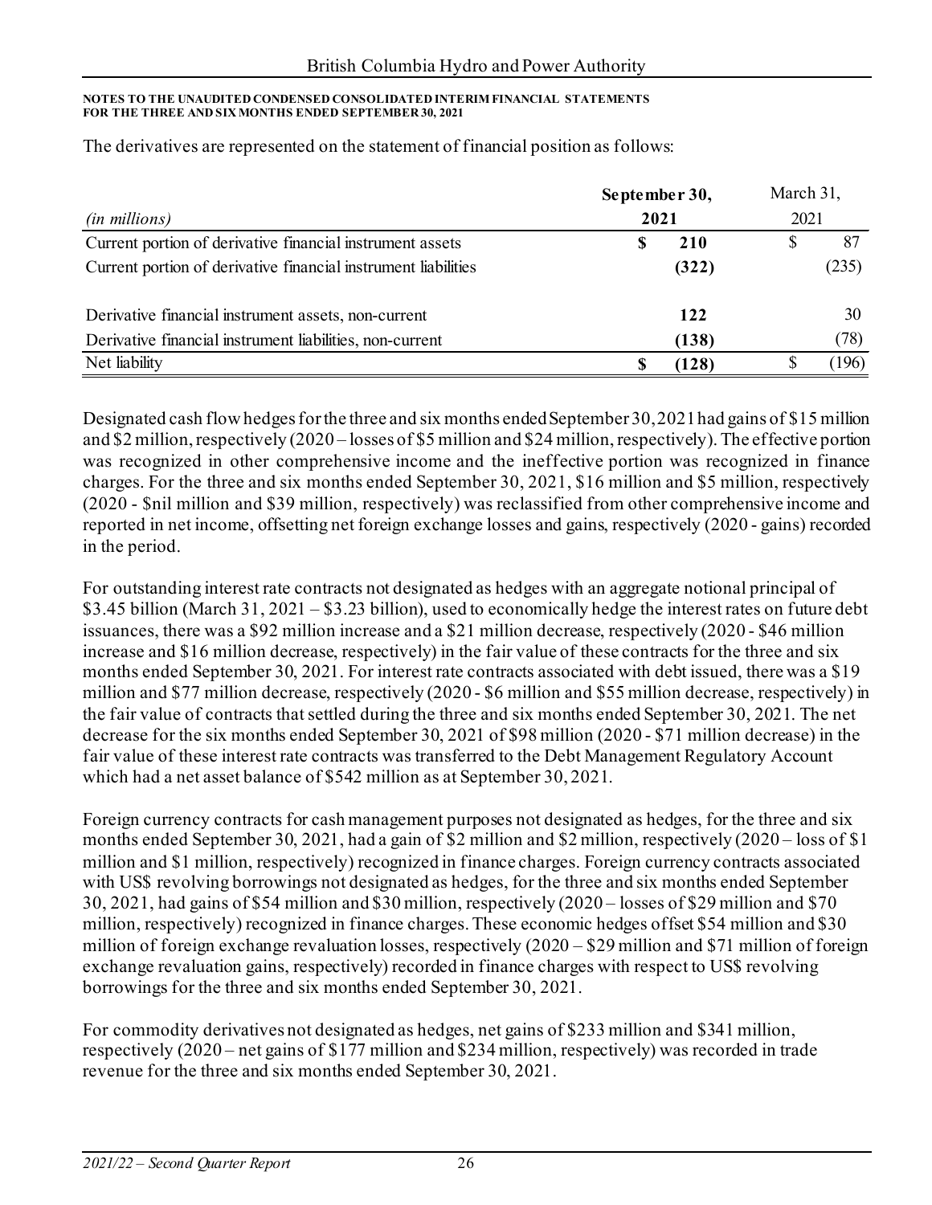The derivatives are represented on the statement of financial position as follows:

| *(in millions)* | **September 30, 2021** | March 31, 2021 |
|---|---|---|
| Current portion of derivative financial instrument assets | **$ 210** | $ 87 |
| Current portion of derivative financial instrument liabilities | **(322)** | (235) |
| | | |
| Derivative financial instrument assets, non-current | **122** | 30 |
| Derivative financial instrument liabilities, non-current | **(138)** | (78) |
| Net liability | **$ (128)** | $ (196) |

Designated cash flow hedges for the three and six months ended September 30, 2021 had gains of $15 million and $2 million, respectively (2020 – losses of $5 million and $24 million, respectively). The effective portion was recognized in other comprehensive income and the ineffective portion was recognized in finance charges. For the three and six months ended September 30, 2021, $16 million and $5 million, respectively (2020 - $nil million and $39 million, respectively) was reclassified from other comprehensive income and reported in net income, offsetting net foreign exchange losses and gains, respectively (2020 - gains) recorded in the period.

For outstanding interest rate contracts not designated as hedges with an aggregate notional principal of $3.45 billion (March 31, 2021 – $3.23 billion), used to economically hedge the interest rates on future debt issuances, there was a $92 million increase and a $21 million decrease, respectively (2020 - $46 million increase and $16 million decrease, respectively) in the fair value of these contracts for the three and six months ended September 30, 2021. For interest rate contracts associated with debt issued, there was a $19 million and $77 million decrease, respectively (2020 - $6 million and $55 million decrease, respectively) in the fair value of contracts that settled during the three and six months ended September 30, 2021. The net decrease for the six months ended September 30, 2021 of $98 million (2020 - $71 million decrease) in the fair value of these interest rate contracts was transferred to the Debt Management Regulatory Account which had a net asset balance of $542 million as at September 30, 2021.

Foreign currency contracts for cash management purposes not designated as hedges, for the three and six months ended September 30, 2021, had a gain of $2 million and $2 million, respectively (2020 – loss of $1 million and $1 million, respectively) recognized in finance charges. Foreign currency contracts associated with US$ revolving borrowings not designated as hedges, for the three and six months ended September 30, 2021, had gains of $54 million and $30 million, respectively (2020 – losses of $29 million and $70 million, respectively) recognized in finance charges. These economic hedges offset $54 million and $30 million of foreign exchange revaluation losses, respectively (2020 – $29 million and $71 million of foreign exchange revaluation gains, respectively) recorded in finance charges with respect to US$ revolving borrowings for the three and six months ended September 30, 2021.

For commodity derivatives not designated as hedges, net gains of $233 million and $341 million, respectively (2020 – net gains of $177 million and $234 million, respectively) was recorded in trade revenue for the three and six months ended September 30, 2021.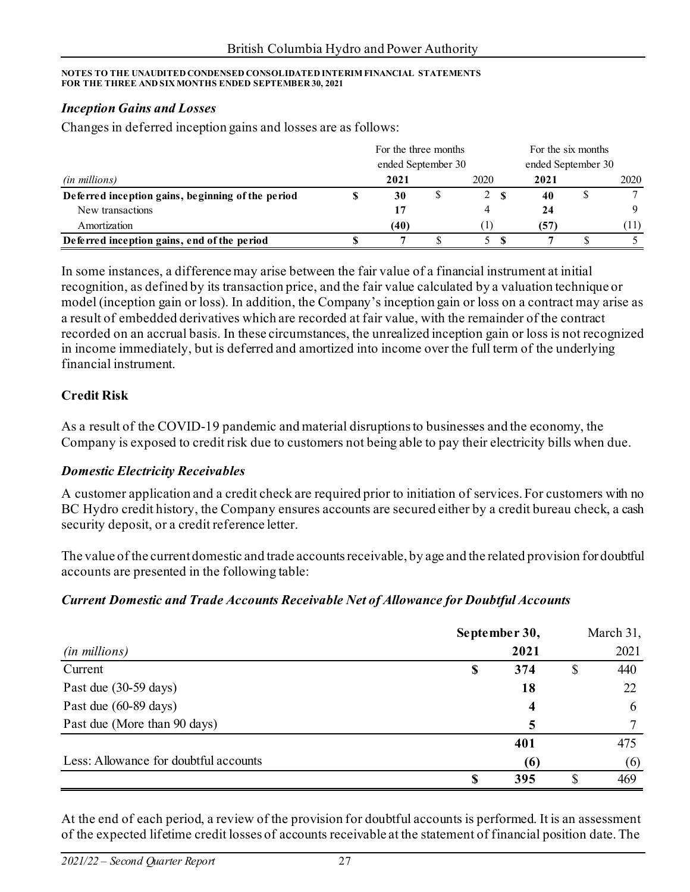NOTES TO THE UNAUDITED CONDENSED CONSOLIDATED INTERIM FINANCIAL STATEMENTS
FOR THE THREE AND SIX MONTHS ENDED SEPTEMBER 30, 2021

### *Inception Gains and Losses*

Changes in deferred inception gains and losses are as follows:

| | For the three months ended September 30 | | For the six months ended September 30 | |
|---|---|---|---|---|
| *(in millions)* | **2021** | 2020 | **2021** | 2020 |
| **Deferred inception gains, beginning of the period** | **$ 30** | $ 2 | **$ 40** | $ 7 |
| New transactions | **17** | 4 | **24** | 9 |
| Amortization | **(40)** | (1) | **(57)** | (11) |
| **Deferred inception gains, end of the period** | **$ 7** | $ 5 | **$ 7** | $ 5 |

In some instances, a difference may arise between the fair value of a financial instrument at initial recognition, as defined by its transaction price, and the fair value calculated by a valuation technique or model (inception gain or loss). In addition, the Company's inception gain or loss on a contract may arise as a result of embedded derivatives which are recorded at fair value, with the remainder of the contract recorded on an accrual basis. In these circumstances, the unrealized inception gain or loss is not recognized in income immediately, but is deferred and amortized into income over the full term of the underlying financial instrument.

## Credit Risk

As a result of the COVID-19 pandemic and material disruptions to businesses and the economy, the Company is exposed to credit risk due to customers not being able to pay their electricity bills when due.

### *Domestic Electricity Receivables*

A customer application and a credit check are required prior to initiation of services. For customers with no BC Hydro credit history, the Company ensures accounts are secured either by a credit bureau check, a cash security deposit, or a credit reference letter.

The value of the current domestic and trade accounts receivable, by age and the related provision for doubtful accounts are presented in the following table:

### *Current Domestic and Trade Accounts Receivable Net of Allowance for Doubtful Accounts*

| *(in millions)* | **September 30, 2021** | March 31, 2021 |
|---|---|---|
| Current | **$ 374** | $ 440 |
| Past due (30-59 days) | **18** | 22 |
| Past due (60-89 days) | **4** | 6 |
| Past due (More than 90 days) | **5** | 7 |
| | **401** | 475 |
| Less: Allowance for doubtful accounts | **(6)** | (6) |
| | **$ 395** | $ 469 |

At the end of each period, a review of the provision for doubtful accounts is performed. It is an assessment of the expected lifetime credit losses of accounts receivable at the statement of financial position date. The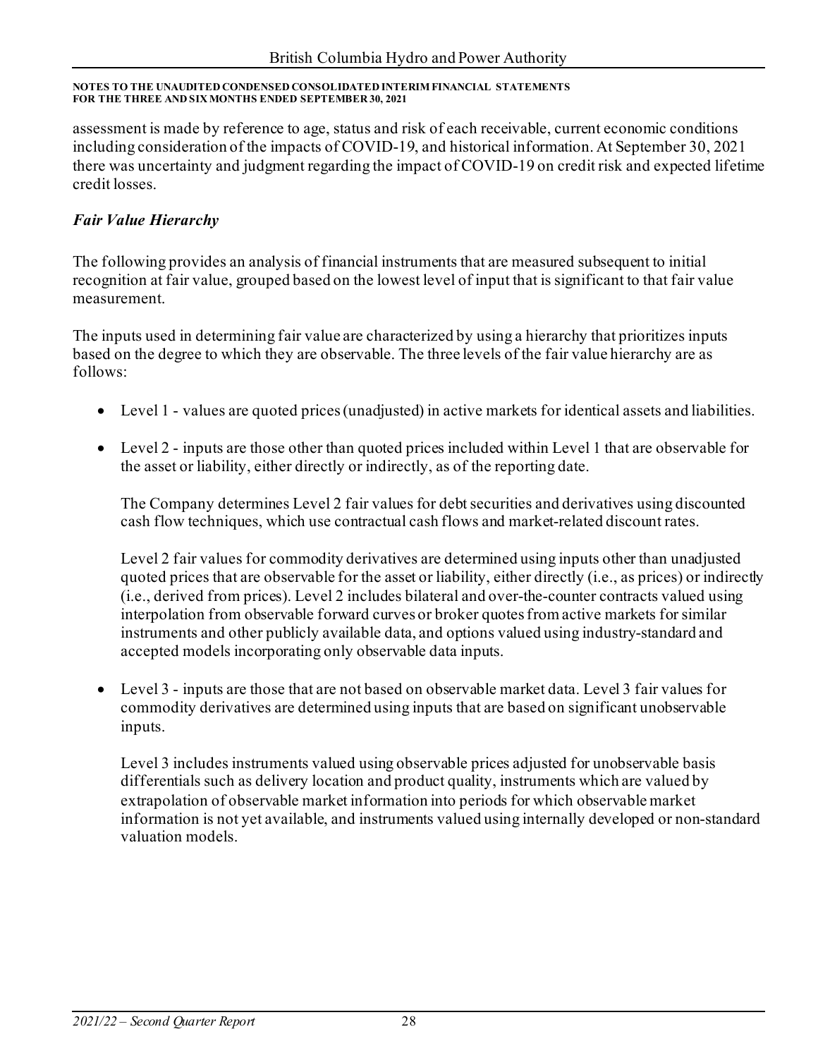assessment is made by reference to age, status and risk of each receivable, current economic conditions including consideration of the impacts of COVID-19, and historical information. At September 30, 2021 there was uncertainty and judgment regarding the impact of COVID-19 on credit risk and expected lifetime credit losses.

### *Fair Value Hierarchy*

The following provides an analysis of financial instruments that are measured subsequent to initial recognition at fair value, grouped based on the lowest level of input that is significant to that fair value measurement.

The inputs used in determining fair value are characterized by using a hierarchy that prioritizes inputs based on the degree to which they are observable. The three levels of the fair value hierarchy are as follows:

- Level 1 - values are quoted prices (unadjusted) in active markets for identical assets and liabilities.

- Level 2 - inputs are those other than quoted prices included within Level 1 that are observable for the asset or liability, either directly or indirectly, as of the reporting date.

  The Company determines Level 2 fair values for debt securities and derivatives using discounted cash flow techniques, which use contractual cash flows and market-related discount rates.

  Level 2 fair values for commodity derivatives are determined using inputs other than unadjusted quoted prices that are observable for the asset or liability, either directly (i.e., as prices) or indirectly (i.e., derived from prices). Level 2 includes bilateral and over-the-counter contracts valued using interpolation from observable forward curves or broker quotes from active markets for similar instruments and other publicly available data, and options valued using industry-standard and accepted models incorporating only observable data inputs.

- Level 3 - inputs are those that are not based on observable market data. Level 3 fair values for commodity derivatives are determined using inputs that are based on significant unobservable inputs.

  Level 3 includes instruments valued using observable prices adjusted for unobservable basis differentials such as delivery location and product quality, instruments which are valued by extrapolation of observable market information into periods for which observable market information is not yet available, and instruments valued using internally developed or non-standard valuation models.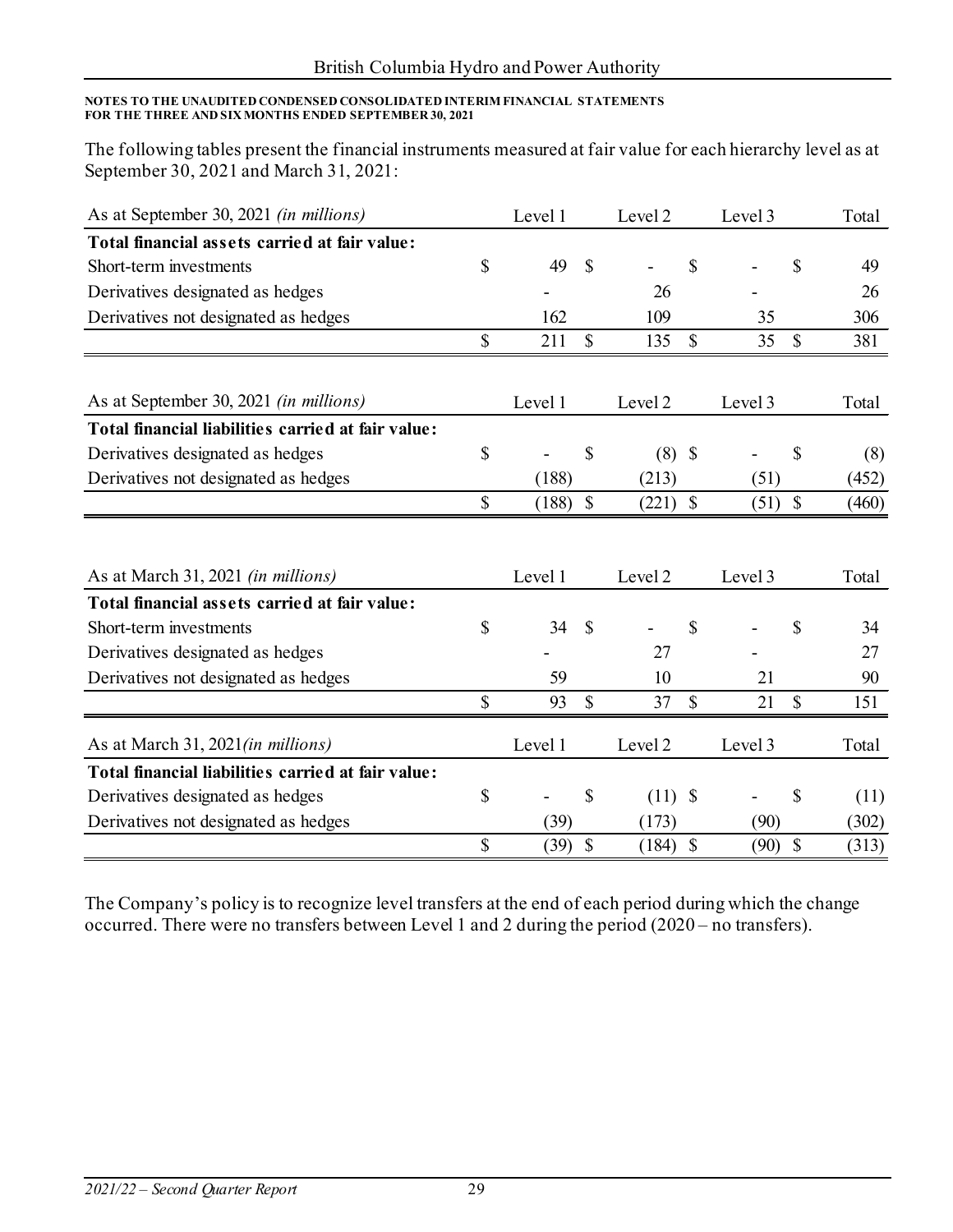**NOTES TO THE UNAUDITED CONDENSED CONSOLIDATED INTERIM FINANCIAL STATEMENTS FOR THE THREE AND SIX MONTHS ENDED SEPTEMBER 30, 2021**

The following tables present the financial instruments measured at fair value for each hierarchy level as at September 30, 2021 and March 31, 2021:

| As at September 30, 2021 *(in millions)* | Level 1 | Level 2 | Level 3 | Total |
|---|---|---|---|---|
| **Total financial assets carried at fair value:** | | | | |
| Short-term investments | $ 49 | $ - | $ - | $ 49 |
| Derivatives designated as hedges | - | 26 | - | 26 |
| Derivatives not designated as hedges | 162 | 109 | 35 | 306 |
| | $ 211 | $ 135 | $ 35 | $ 381 |

| As at September 30, 2021 *(in millions)* | Level 1 | Level 2 | Level 3 | Total |
|---|---|---|---|---|
| **Total financial liabilities carried at fair value:** | | | | |
| Derivatives designated as hedges | $ - | $ (8) | $ - | $ (8) |
| Derivatives not designated as hedges | (188) | (213) | (51) | (452) |
| | $ (188) | $ (221) | $ (51) | $ (460) |

| As at March 31, 2021 *(in millions)* | Level 1 | Level 2 | Level 3 | Total |
|---|---|---|---|---|
| **Total financial assets carried at fair value:** | | | | |
| Short-term investments | $ 34 | $ - | $ - | $ 34 |
| Derivatives designated as hedges | - | 27 | - | 27 |
| Derivatives not designated as hedges | 59 | 10 | 21 | 90 |
| | $ 93 | $ 37 | $ 21 | $ 151 |

| As at March 31, 2021 *(in millions)* | Level 1 | Level 2 | Level 3 | Total |
|---|---|---|---|---|
| **Total financial liabilities carried at fair value:** | | | | |
| Derivatives designated as hedges | $ - | $ (11) | $ - | $ (11) |
| Derivatives not designated as hedges | (39) | (173) | (90) | (302) |
| | $ (39) | $ (184) | $ (90) | $ (313) |

The Company's policy is to recognize level transfers at the end of each period during which the change occurred. There were no transfers between Level 1 and 2 during the period (2020 – no transfers).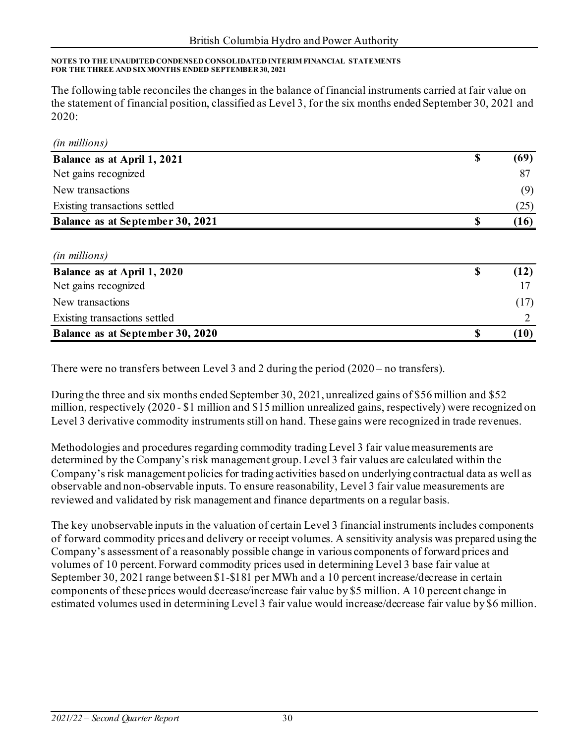**NOTES TO THE UNAUDITED CONDENSED CONSOLIDATED INTERIM FINANCIAL STATEMENTS FOR THE THREE AND SIX MONTHS ENDED SEPTEMBER 30, 2021**

The following table reconciles the changes in the balance of financial instruments carried at fair value on the statement of financial position, classified as Level 3, for the six months ended September 30, 2021 and 2020:

| *(in millions)* | | |
|---|---|---|
| **Balance as at April 1, 2021** | **$** | **(69)** |
| Net gains recognized | | 87 |
| New transactions | | (9) |
| Existing transactions settled | | (25) |
| **Balance as at September 30, 2021** | **$** | **(16)** |

| *(in millions)* | | |
|---|---|---|
| **Balance as at April 1, 2020** | **$** | **(12)** |
| Net gains recognized | | 17 |
| New transactions | | (17) |
| Existing transactions settled | | 2 |
| **Balance as at September 30, 2020** | **$** | **(10)** |

There were no transfers between Level 3 and 2 during the period (2020 – no transfers).

During the three and six months ended September 30, 2021, unrealized gains of $56 million and $52 million, respectively (2020 - $1 million and $15 million unrealized gains, respectively) were recognized on Level 3 derivative commodity instruments still on hand. These gains were recognized in trade revenues.

Methodologies and procedures regarding commodity trading Level 3 fair value measurements are determined by the Company's risk management group. Level 3 fair values are calculated within the Company's risk management policies for trading activities based on underlying contractual data as well as observable and non-observable inputs. To ensure reasonability, Level 3 fair value measurements are reviewed and validated by risk management and finance departments on a regular basis.

The key unobservable inputs in the valuation of certain Level 3 financial instruments includes components of forward commodity prices and delivery or receipt volumes. A sensitivity analysis was prepared using the Company's assessment of a reasonably possible change in various components of forward prices and volumes of 10 percent. Forward commodity prices used in determining Level 3 base fair value at September 30, 2021 range between $1-$181 per MWh and a 10 percent increase/decrease in certain components of these prices would decrease/increase fair value by $5 million. A 10 percent change in estimated volumes used in determining Level 3 fair value would increase/decrease fair value by $6 million.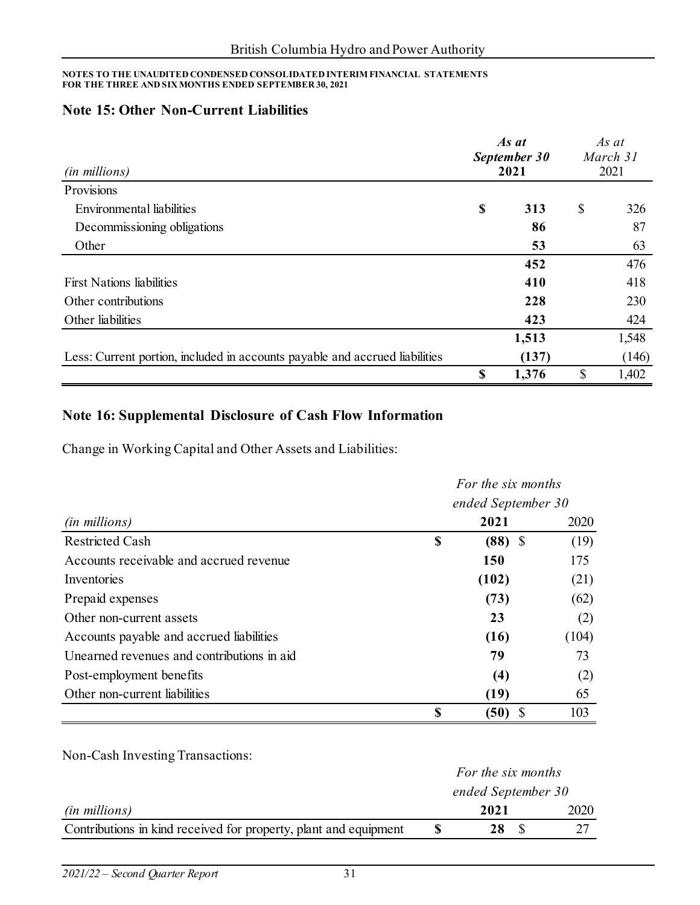**NOTES TO THE UNAUDITED CONDENSED CONSOLIDATED INTERIM FINANCIAL STATEMENTS FOR THE THREE AND SIX MONTHS ENDED SEPTEMBER 30, 2021**

## Note 15: Other Non-Current Liabilities

| *(in millions)* | ***As at September 30* 2021** | *As at March 31* 2021 |
|---|---|---|
| Provisions | | |
| Environmental liabilities | **$ 313** | $ 326 |
| Decommissioning obligations | **86** | 87 |
| Other | **53** | 63 |
| | **452** | 476 |
| First Nations liabilities | **410** | 418 |
| Other contributions | **228** | 230 |
| Other liabilities | **423** | 424 |
| | **1,513** | 1,548 |
| Less: Current portion, included in accounts payable and accrued liabilities | **(137)** | (146) |
| | **$ 1,376** | $ 1,402 |

## Note 16: Supplemental Disclosure of Cash Flow Information

Change in Working Capital and Other Assets and Liabilities:

| *(in millions)* | *For the six months ended September 30* **2021** | 2020 |
|---|---|---|
| Restricted Cash | **$ (88)** | $ (19) |
| Accounts receivable and accrued revenue | **150** | 175 |
| Inventories | **(102)** | (21) |
| Prepaid expenses | **(73)** | (62) |
| Other non-current assets | **23** | (2) |
| Accounts payable and accrued liabilities | **(16)** | (104) |
| Unearned revenues and contributions in aid | **79** | 73 |
| Post-employment benefits | **(4)** | (2) |
| Other non-current liabilities | **(19)** | 65 |
| | **$ (50)** | $ 103 |

Non-Cash Investing Transactions:

| *(in millions)* | *For the six months ended September 30* **2021** | 2020 |
|---|---|---|
| Contributions in kind received for property, plant and equipment | **$ 28** | $ 27 |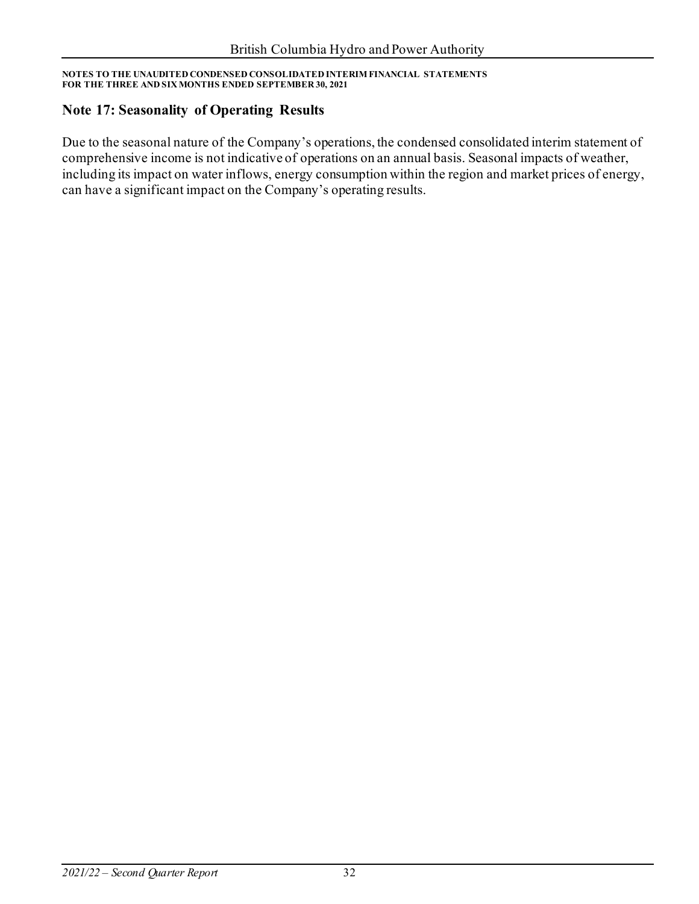## Note 17: Seasonality of Operating Results

Due to the seasonal nature of the Company's operations, the condensed consolidated interim statement of comprehensive income is not indicative of operations on an annual basis. Seasonal impacts of weather, including its impact on water inflows, energy consumption within the region and market prices of energy, can have a significant impact on the Company's operating results.